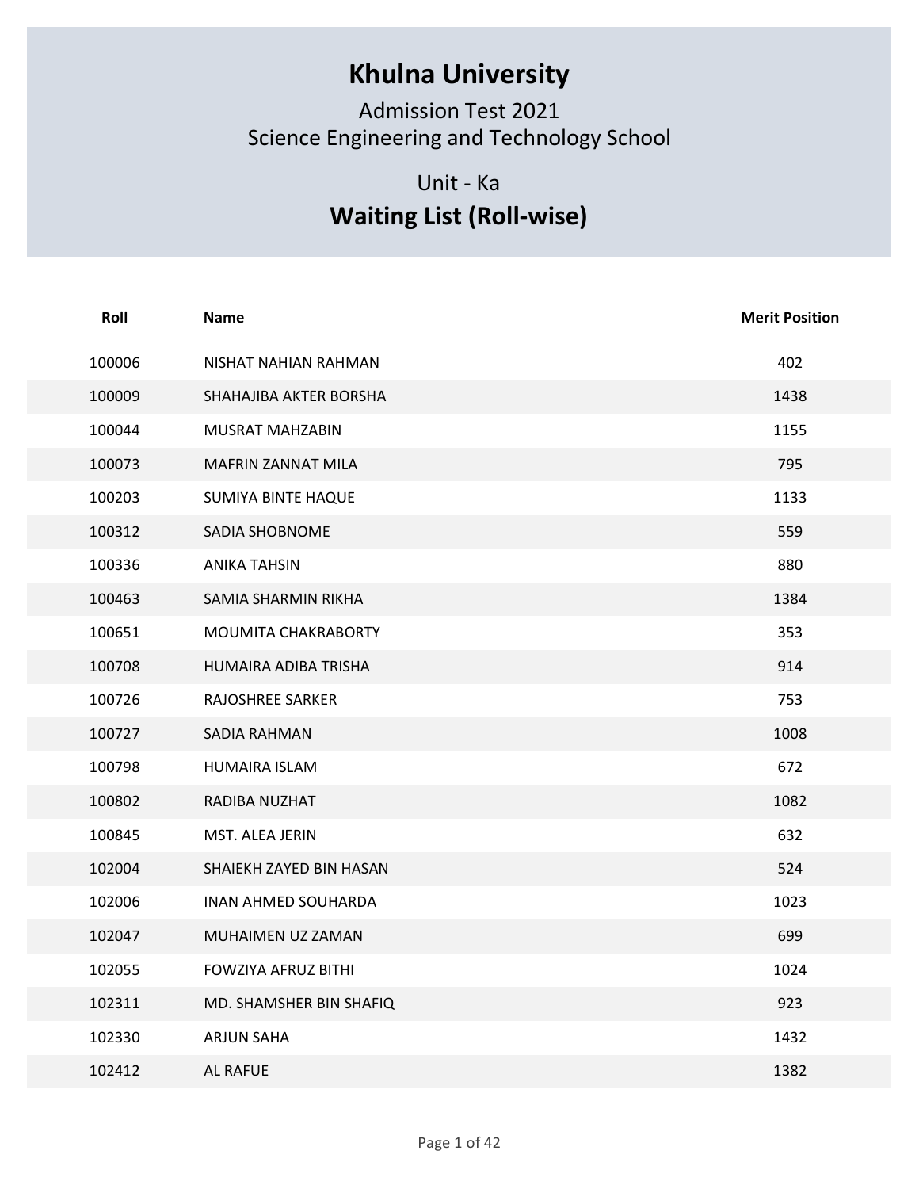# Khulna University

Admission Test 2021

Science Engineering and Technology School

Unit - Ka

## Waiting List (Roll-wise)

| Roll | Name | Merit Position |
|---|---|---|
| 100006 | NISHAT NAHIAN RAHMAN | 402 |
| 100009 | SHAHAJIBA AKTER BORSHA | 1438 |
| 100044 | MUSRAT MAHZABIN | 1155 |
| 100073 | MAFRIN ZANNAT MILA | 795 |
| 100203 | SUMIYA BINTE HAQUE | 1133 |
| 100312 | SADIA SHOBNOME | 559 |
| 100336 | ANIKA TAHSIN | 880 |
| 100463 | SAMIA SHARMIN RIKHA | 1384 |
| 100651 | MOUMITA CHAKRABORTY | 353 |
| 100708 | HUMAIRA ADIBA TRISHA | 914 |
| 100726 | RAJOSHREE SARKER | 753 |
| 100727 | SADIA RAHMAN | 1008 |
| 100798 | HUMAIRA ISLAM | 672 |
| 100802 | RADIBA NUZHAT | 1082 |
| 100845 | MST. ALEA JERIN | 632 |
| 102004 | SHAIEKH ZAYED BIN HASAN | 524 |
| 102006 | INAN AHMED SOUHARDA | 1023 |
| 102047 | MUHAIMEN UZ ZAMAN | 699 |
| 102055 | FOWZIYA AFRUZ BITHI | 1024 |
| 102311 | MD. SHAMSHER BIN SHAFIQ | 923 |
| 102330 | ARJUN SAHA | 1432 |
| 102412 | AL RAFUE | 1382 |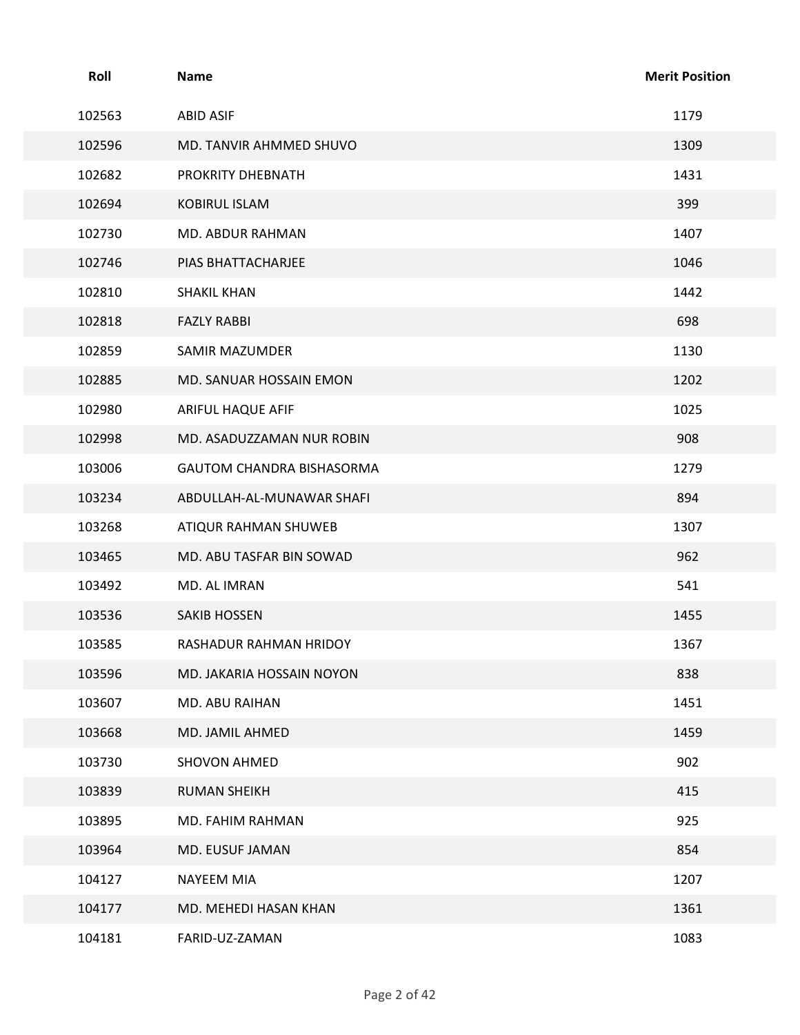| Roll | Name | Merit Position |
|---|---|---|
| 102563 | ABID ASIF | 1179 |
| 102596 | MD. TANVIR AHMMED SHUVO | 1309 |
| 102682 | PROKRITY DHEBNATH | 1431 |
| 102694 | KOBIRUL ISLAM | 399 |
| 102730 | MD. ABDUR RAHMAN | 1407 |
| 102746 | PIAS BHATTACHARJEE | 1046 |
| 102810 | SHAKIL KHAN | 1442 |
| 102818 | FAZLY RABBI | 698 |
| 102859 | SAMIR MAZUMDER | 1130 |
| 102885 | MD. SANUAR HOSSAIN EMON | 1202 |
| 102980 | ARIFUL HAQUE AFIF | 1025 |
| 102998 | MD. ASADUZZAMAN NUR ROBIN | 908 |
| 103006 | GAUTOM CHANDRA BISHASORMA | 1279 |
| 103234 | ABDULLAH-AL-MUNAWAR SHAFI | 894 |
| 103268 | ATIQUR RAHMAN SHUWEB | 1307 |
| 103465 | MD. ABU TASFAR BIN SOWAD | 962 |
| 103492 | MD. AL IMRAN | 541 |
| 103536 | SAKIB HOSSEN | 1455 |
| 103585 | RASHADUR RAHMAN HRIDOY | 1367 |
| 103596 | MD. JAKARIA HOSSAIN NOYON | 838 |
| 103607 | MD. ABU RAIHAN | 1451 |
| 103668 | MD. JAMIL AHMED | 1459 |
| 103730 | SHOVON AHMED | 902 |
| 103839 | RUMAN SHEIKH | 415 |
| 103895 | MD. FAHIM RAHMAN | 925 |
| 103964 | MD. EUSUF JAMAN | 854 |
| 104127 | NAYEEM MIA | 1207 |
| 104177 | MD. MEHEDI HASAN KHAN | 1361 |
| 104181 | FARID-UZ-ZAMAN | 1083 |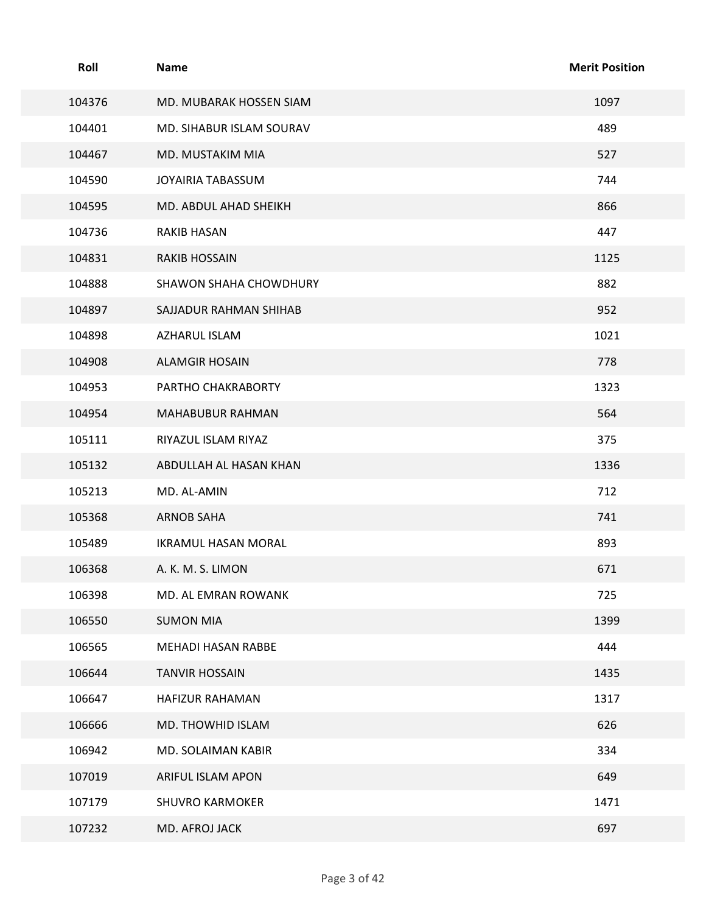| Roll | Name | Merit Position |
| --- | --- | --- |
| 104376 | MD. MUBARAK HOSSEN SIAM | 1097 |
| 104401 | MD. SIHABUR ISLAM SOURAV | 489 |
| 104467 | MD. MUSTAKIM MIA | 527 |
| 104590 | JOYAIRIA TABASSUM | 744 |
| 104595 | MD. ABDUL AHAD SHEIKH | 866 |
| 104736 | RAKIB HASAN | 447 |
| 104831 | RAKIB HOSSAIN | 1125 |
| 104888 | SHAWON SHAHA CHOWDHURY | 882 |
| 104897 | SAJJADUR RAHMAN SHIHAB | 952 |
| 104898 | AZHARUL ISLAM | 1021 |
| 104908 | ALAMGIR HOSAIN | 778 |
| 104953 | PARTHO CHAKRABORTY | 1323 |
| 104954 | MAHABUBUR RAHMAN | 564 |
| 105111 | RIYAZUL ISLAM RIYAZ | 375 |
| 105132 | ABDULLAH AL HASAN KHAN | 1336 |
| 105213 | MD. AL-AMIN | 712 |
| 105368 | ARNOB SAHA | 741 |
| 105489 | IKRAMUL HASAN MORAL | 893 |
| 106368 | A. K. M. S. LIMON | 671 |
| 106398 | MD. AL EMRAN ROWANK | 725 |
| 106550 | SUMON MIA | 1399 |
| 106565 | MEHADI HASAN RABBE | 444 |
| 106644 | TANVIR HOSSAIN | 1435 |
| 106647 | HAFIZUR RAHAMAN | 1317 |
| 106666 | MD. THOWHID ISLAM | 626 |
| 106942 | MD. SOLAIMAN KABIR | 334 |
| 107019 | ARIFUL ISLAM APON | 649 |
| 107179 | SHUVRO KARMOKER | 1471 |
| 107232 | MD. AFROJ JACK | 697 |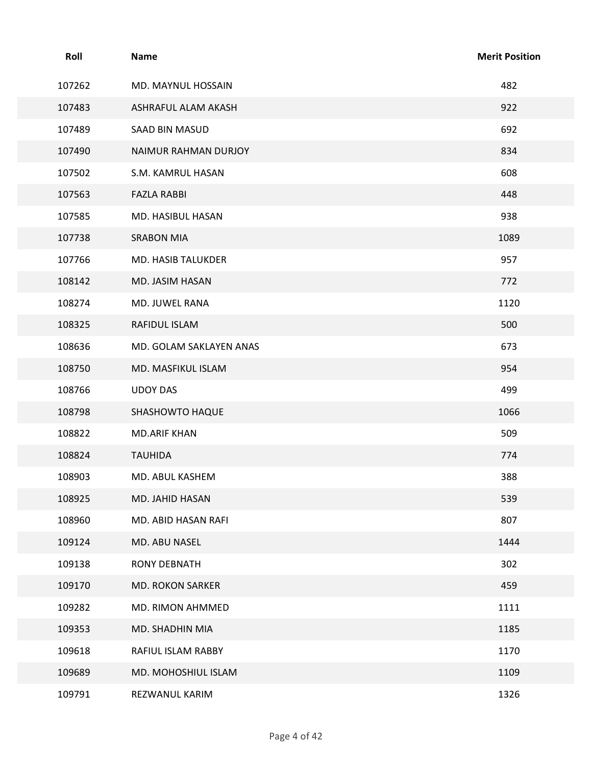| Roll | Name | Merit Position |
|---|---|---|
| 107262 | MD. MAYNUL HOSSAIN | 482 |
| 107483 | ASHRAFUL ALAM AKASH | 922 |
| 107489 | SAAD BIN MASUD | 692 |
| 107490 | NAIMUR RAHMAN DURJOY | 834 |
| 107502 | S.M. KAMRUL HASAN | 608 |
| 107563 | FAZLA RABBI | 448 |
| 107585 | MD. HASIBUL HASAN | 938 |
| 107738 | SRABON MIA | 1089 |
| 107766 | MD. HASIB TALUKDER | 957 |
| 108142 | MD. JASIM HASAN | 772 |
| 108274 | MD. JUWEL RANA | 1120 |
| 108325 | RAFIDUL ISLAM | 500 |
| 108636 | MD. GOLAM SAKLAYEN ANAS | 673 |
| 108750 | MD. MASFIKUL ISLAM | 954 |
| 108766 | UDOY DAS | 499 |
| 108798 | SHASHOWTO HAQUE | 1066 |
| 108822 | MD.ARIF KHAN | 509 |
| 108824 | TAUHIDA | 774 |
| 108903 | MD. ABUL KASHEM | 388 |
| 108925 | MD. JAHID HASAN | 539 |
| 108960 | MD. ABID HASAN RAFI | 807 |
| 109124 | MD. ABU NASEL | 1444 |
| 109138 | RONY DEBNATH | 302 |
| 109170 | MD. ROKON SARKER | 459 |
| 109282 | MD. RIMON AHMMED | 1111 |
| 109353 | MD. SHADHIN MIA | 1185 |
| 109618 | RAFIUL ISLAM RABBY | 1170 |
| 109689 | MD. MOHOSHIUL ISLAM | 1109 |
| 109791 | REZWANUL KARIM | 1326 |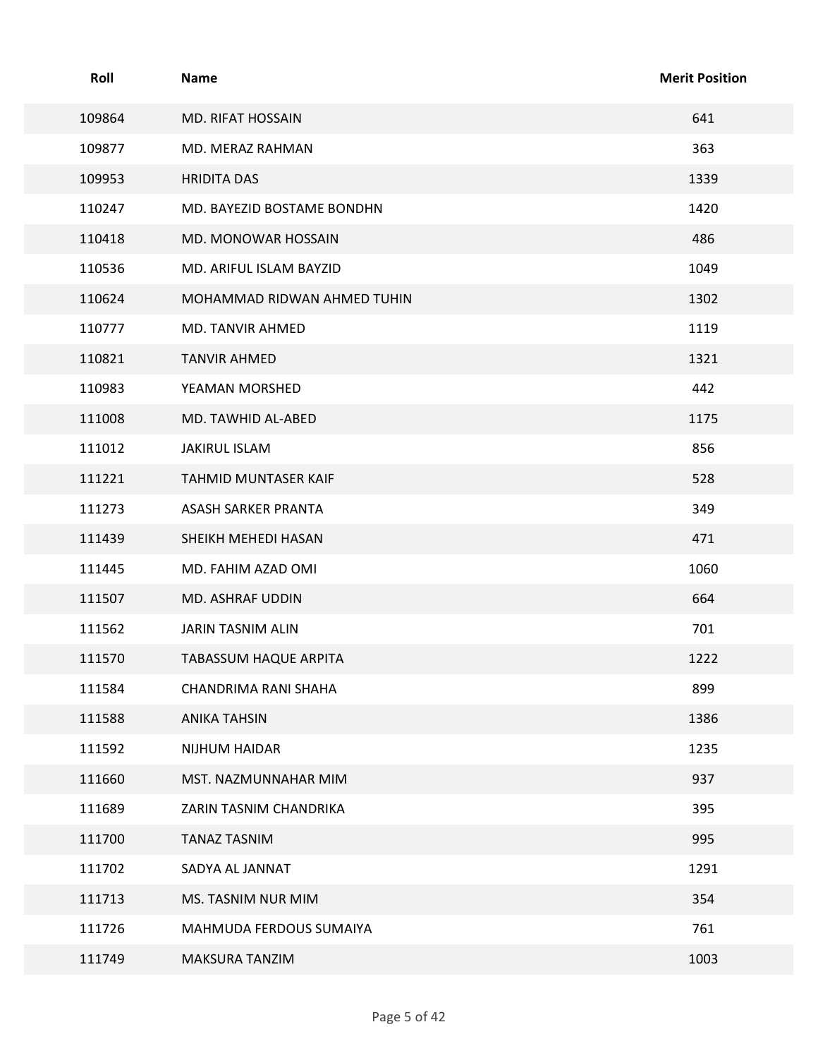| Roll | Name | Merit Position |
|---|---|---|
| 109864 | MD. RIFAT HOSSAIN | 641 |
| 109877 | MD. MERAZ RAHMAN | 363 |
| 109953 | HRIDITA DAS | 1339 |
| 110247 | MD. BAYEZID BOSTAME BONDHN | 1420 |
| 110418 | MD. MONOWAR HOSSAIN | 486 |
| 110536 | MD. ARIFUL ISLAM BAYZID | 1049 |
| 110624 | MOHAMMAD RIDWAN AHMED TUHIN | 1302 |
| 110777 | MD. TANVIR AHMED | 1119 |
| 110821 | TANVIR AHMED | 1321 |
| 110983 | YEAMAN MORSHED | 442 |
| 111008 | MD. TAWHID AL-ABED | 1175 |
| 111012 | JAKIRUL ISLAM | 856 |
| 111221 | TAHMID MUNTASER KAIF | 528 |
| 111273 | ASASH SARKER PRANTA | 349 |
| 111439 | SHEIKH MEHEDI HASAN | 471 |
| 111445 | MD. FAHIM AZAD OMI | 1060 |
| 111507 | MD. ASHRAF UDDIN | 664 |
| 111562 | JARIN TASNIM ALIN | 701 |
| 111570 | TABASSUM HAQUE ARPITA | 1222 |
| 111584 | CHANDRIMA RANI SHAHA | 899 |
| 111588 | ANIKA TAHSIN | 1386 |
| 111592 | NIJHUM HAIDAR | 1235 |
| 111660 | MST. NAZMUNNAHAR MIM | 937 |
| 111689 | ZARIN TASNIM CHANDRIKA | 395 |
| 111700 | TANAZ TASNIM | 995 |
| 111702 | SADYA AL JANNAT | 1291 |
| 111713 | MS. TASNIM NUR MIM | 354 |
| 111726 | MAHMUDA FERDOUS SUMAIYA | 761 |
| 111749 | MAKSURA TANZIM | 1003 |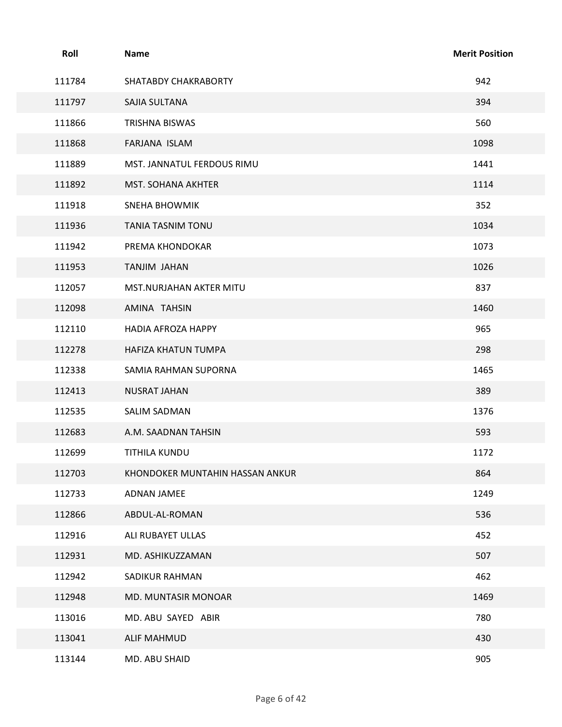| Roll | Name | Merit Position |
|---|---|---|
| 111784 | SHATABDY CHAKRABORTY | 942 |
| 111797 | SAJIA SULTANA | 394 |
| 111866 | TRISHNA BISWAS | 560 |
| 111868 | FARJANA ISLAM | 1098 |
| 111889 | MST. JANNATUL FERDOUS RIMU | 1441 |
| 111892 | MST. SOHANA AKHTER | 1114 |
| 111918 | SNEHA BHOWMIK | 352 |
| 111936 | TANIA TASNIM TONU | 1034 |
| 111942 | PREMA KHONDOKAR | 1073 |
| 111953 | TANJIM JAHAN | 1026 |
| 112057 | MST.NURJAHAN AKTER MITU | 837 |
| 112098 | AMINA TAHSIN | 1460 |
| 112110 | HADIA AFROZA HAPPY | 965 |
| 112278 | HAFIZA KHATUN TUMPA | 298 |
| 112338 | SAMIA RAHMAN SUPORNA | 1465 |
| 112413 | NUSRAT JAHAN | 389 |
| 112535 | SALIM SADMAN | 1376 |
| 112683 | A.M. SAADNAN TAHSIN | 593 |
| 112699 | TITHILA KUNDU | 1172 |
| 112703 | KHONDOKER MUNTAHIN HASSAN ANKUR | 864 |
| 112733 | ADNAN JAMEE | 1249 |
| 112866 | ABDUL-AL-ROMAN | 536 |
| 112916 | ALI RUBAYET ULLAS | 452 |
| 112931 | MD. ASHIKUZZAMAN | 507 |
| 112942 | SADIKUR RAHMAN | 462 |
| 112948 | MD. MUNTASIR MONOAR | 1469 |
| 113016 | MD. ABU SAYED ABIR | 780 |
| 113041 | ALIF MAHMUD | 430 |
| 113144 | MD. ABU SHAID | 905 |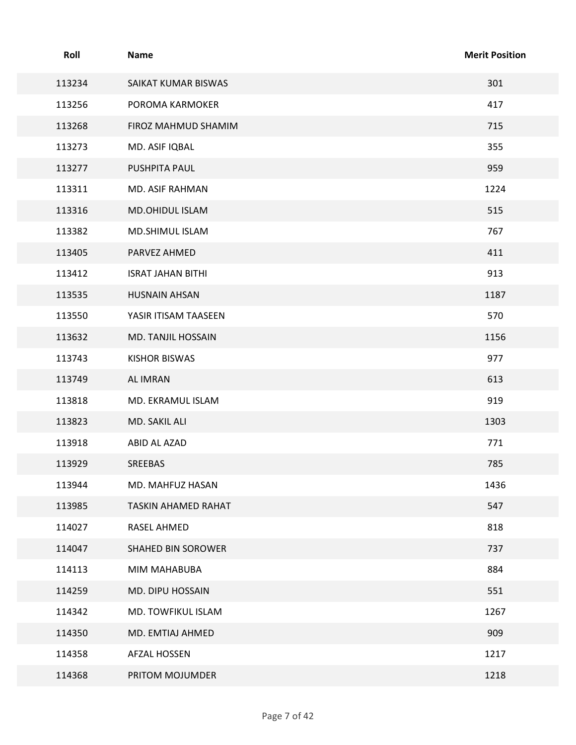| Roll | Name | Merit Position |
| --- | --- | --- |
| 113234 | SAIKAT KUMAR BISWAS | 301 |
| 113256 | POROMA KARMOKER | 417 |
| 113268 | FIROZ MAHMUD SHAMIM | 715 |
| 113273 | MD. ASIF IQBAL | 355 |
| 113277 | PUSHPITA PAUL | 959 |
| 113311 | MD. ASIF RAHMAN | 1224 |
| 113316 | MD.OHIDUL ISLAM | 515 |
| 113382 | MD.SHIMUL ISLAM | 767 |
| 113405 | PARVEZ AHMED | 411 |
| 113412 | ISRAT JAHAN BITHI | 913 |
| 113535 | HUSNAIN AHSAN | 1187 |
| 113550 | YASIR ITISAM TAASEEN | 570 |
| 113632 | MD. TANJIL HOSSAIN | 1156 |
| 113743 | KISHOR BISWAS | 977 |
| 113749 | AL IMRAN | 613 |
| 113818 | MD. EKRAMUL ISLAM | 919 |
| 113823 | MD. SAKIL ALI | 1303 |
| 113918 | ABID AL AZAD | 771 |
| 113929 | SREEBAS | 785 |
| 113944 | MD. MAHFUZ HASAN | 1436 |
| 113985 | TASKIN AHAMED RAHAT | 547 |
| 114027 | RASEL AHMED | 818 |
| 114047 | SHAHED BIN SOROWER | 737 |
| 114113 | MIM MAHABUBA | 884 |
| 114259 | MD. DIPU HOSSAIN | 551 |
| 114342 | MD. TOWFIKUL ISLAM | 1267 |
| 114350 | MD. EMTIAJ AHMED | 909 |
| 114358 | AFZAL HOSSEN | 1217 |
| 114368 | PRITOM MOJUMDER | 1218 |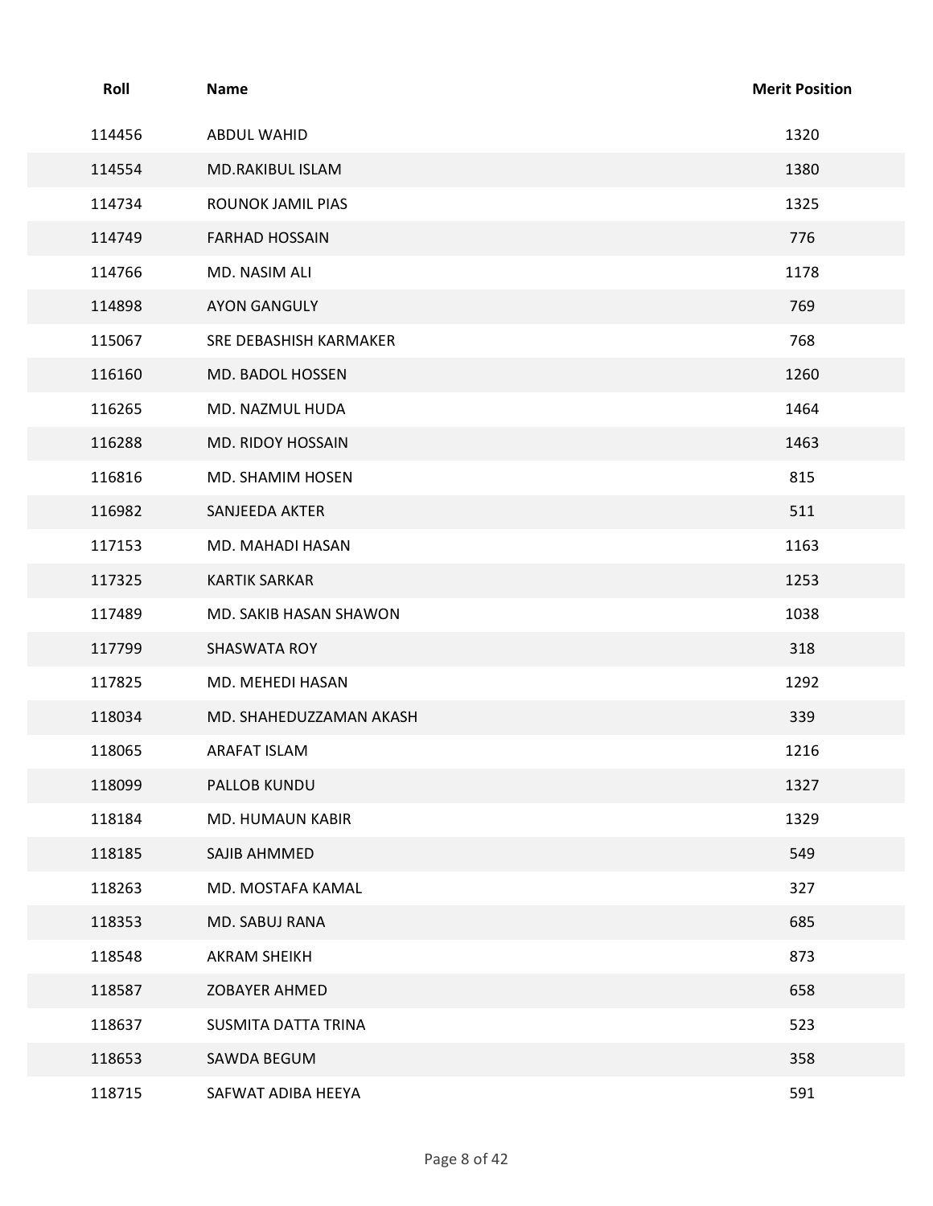| Roll | Name | Merit Position |
| --- | --- | --- |
| 114456 | ABDUL WAHID | 1320 |
| 114554 | MD.RAKIBUL ISLAM | 1380 |
| 114734 | ROUNOK JAMIL PIAS | 1325 |
| 114749 | FARHAD HOSSAIN | 776 |
| 114766 | MD. NASIM ALI | 1178 |
| 114898 | AYON GANGULY | 769 |
| 115067 | SRE DEBASHISH KARMAKER | 768 |
| 116160 | MD. BADOL HOSSEN | 1260 |
| 116265 | MD. NAZMUL HUDA | 1464 |
| 116288 | MD. RIDOY HOSSAIN | 1463 |
| 116816 | MD. SHAMIM HOSEN | 815 |
| 116982 | SANJEEDA AKTER | 511 |
| 117153 | MD. MAHADI HASAN | 1163 |
| 117325 | KARTIK SARKAR | 1253 |
| 117489 | MD. SAKIB HASAN SHAWON | 1038 |
| 117799 | SHASWATA ROY | 318 |
| 117825 | MD. MEHEDI HASAN | 1292 |
| 118034 | MD. SHAHEDUZZAMAN AKASH | 339 |
| 118065 | ARAFAT ISLAM | 1216 |
| 118099 | PALLOB KUNDU | 1327 |
| 118184 | MD. HUMAUN KABIR | 1329 |
| 118185 | SAJIB AHMMED | 549 |
| 118263 | MD. MOSTAFA KAMAL | 327 |
| 118353 | MD. SABUJ RANA | 685 |
| 118548 | AKRAM SHEIKH | 873 |
| 118587 | ZOBAYER AHMED | 658 |
| 118637 | SUSMITA DATTA TRINA | 523 |
| 118653 | SAWDA BEGUM | 358 |
| 118715 | SAFWAT ADIBA HEEYA | 591 |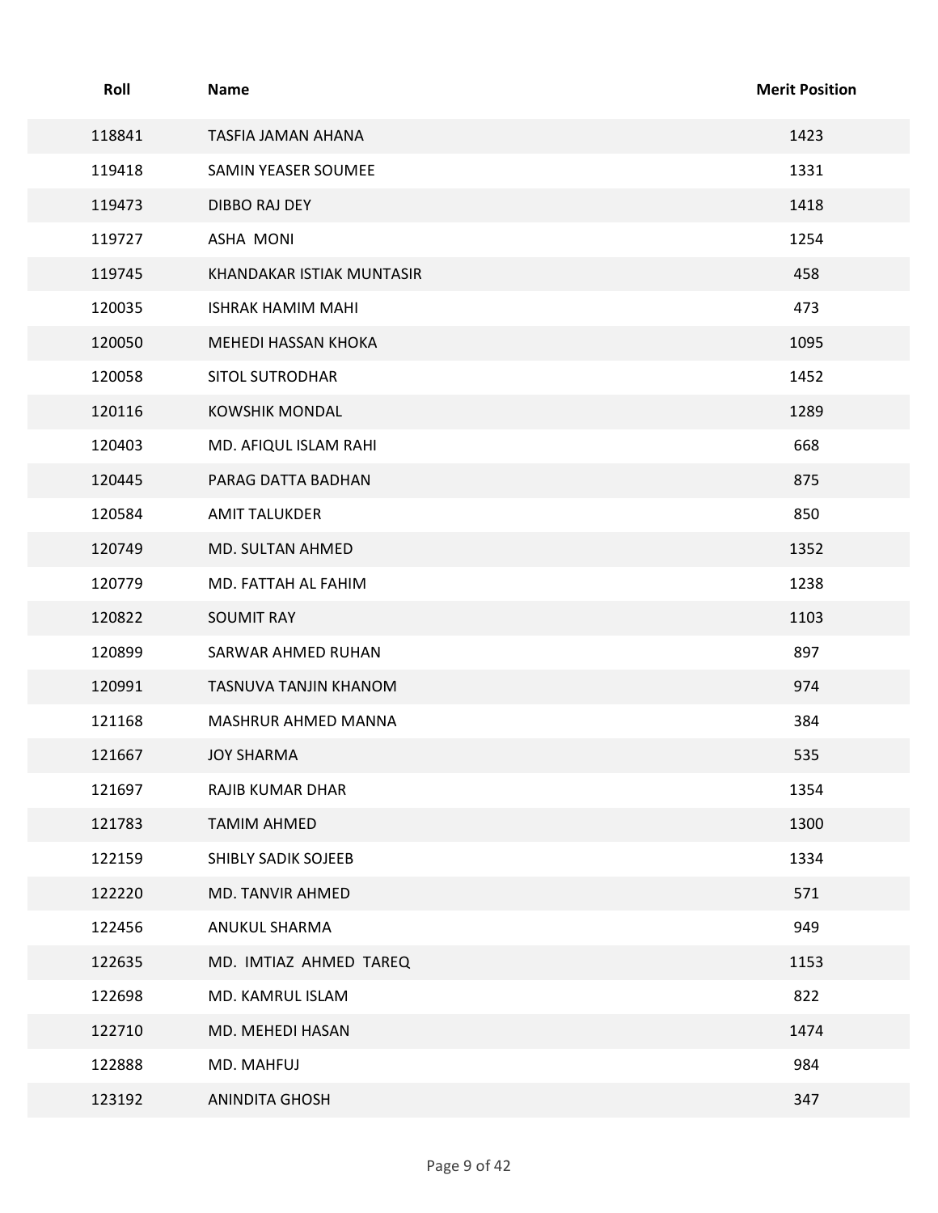| Roll | Name | Merit Position |
|---|---|---|
| 118841 | TASFIA JAMAN AHANA | 1423 |
| 119418 | SAMIN YEASER SOUMEE | 1331 |
| 119473 | DIBBO RAJ DEY | 1418 |
| 119727 | ASHA  MONI | 1254 |
| 119745 | KHANDAKAR ISTIAK MUNTASIR | 458 |
| 120035 | ISHRAK HAMIM MAHI | 473 |
| 120050 | MEHEDI HASSAN KHOKA | 1095 |
| 120058 | SITOL SUTRODHAR | 1452 |
| 120116 | KOWSHIK MONDAL | 1289 |
| 120403 | MD. AFIQUL ISLAM RAHI | 668 |
| 120445 | PARAG DATTA BADHAN | 875 |
| 120584 | AMIT TALUKDER | 850 |
| 120749 | MD. SULTAN AHMED | 1352 |
| 120779 | MD. FATTAH AL FAHIM | 1238 |
| 120822 | SOUMIT RAY | 1103 |
| 120899 | SARWAR AHMED RUHAN | 897 |
| 120991 | TASNUVA TANJIN KHANOM | 974 |
| 121168 | MASHRUR AHMED MANNA | 384 |
| 121667 | JOY SHARMA | 535 |
| 121697 | RAJIB KUMAR DHAR | 1354 |
| 121783 | TAMIM AHMED | 1300 |
| 122159 | SHIBLY SADIK SOJEEB | 1334 |
| 122220 | MD. TANVIR AHMED | 571 |
| 122456 | ANUKUL SHARMA | 949 |
| 122635 | MD.  IMTIAZ  AHMED  TAREQ | 1153 |
| 122698 | MD. KAMRUL ISLAM | 822 |
| 122710 | MD. MEHEDI HASAN | 1474 |
| 122888 | MD. MAHFUJ | 984 |
| 123192 | ANINDITA GHOSH | 347 |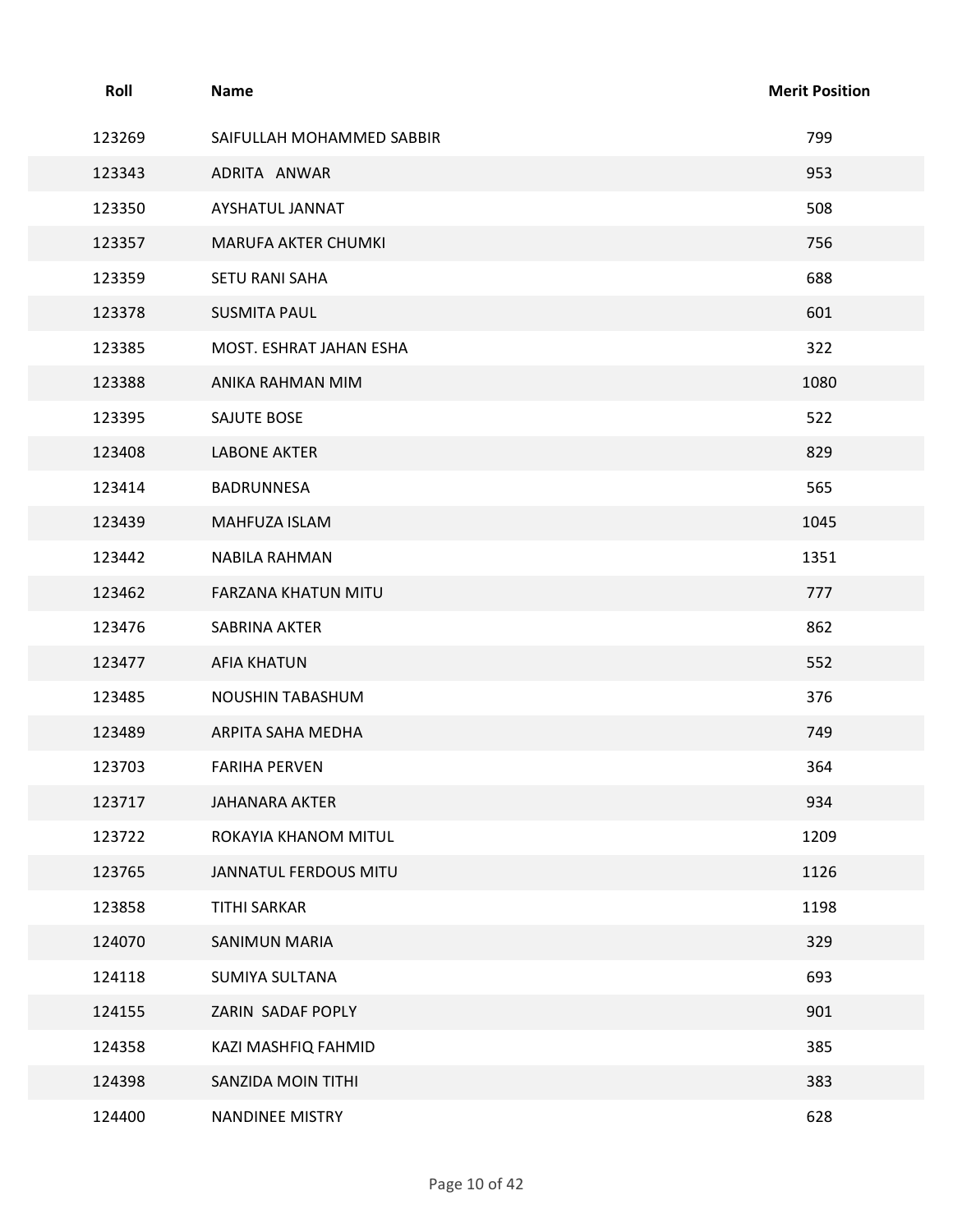| Roll | Name | Merit Position |
|---|---|---|
| 123269 | SAIFULLAH MOHAMMED SABBIR | 799 |
| 123343 | ADRITA ANWAR | 953 |
| 123350 | AYSHATUL JANNAT | 508 |
| 123357 | MARUFA AKTER CHUMKI | 756 |
| 123359 | SETU RANI SAHA | 688 |
| 123378 | SUSMITA PAUL | 601 |
| 123385 | MOST. ESHRAT JAHAN ESHA | 322 |
| 123388 | ANIKA RAHMAN MIM | 1080 |
| 123395 | SAJUTE BOSE | 522 |
| 123408 | LABONE AKTER | 829 |
| 123414 | BADRUNNESA | 565 |
| 123439 | MAHFUZA ISLAM | 1045 |
| 123442 | NABILA RAHMAN | 1351 |
| 123462 | FARZANA KHATUN MITU | 777 |
| 123476 | SABRINA AKTER | 862 |
| 123477 | AFIA KHATUN | 552 |
| 123485 | NOUSHIN TABASHUM | 376 |
| 123489 | ARPITA SAHA MEDHA | 749 |
| 123703 | FARIHA PERVEN | 364 |
| 123717 | JAHANARA AKTER | 934 |
| 123722 | ROKAYIA KHANOM MITUL | 1209 |
| 123765 | JANNATUL FERDOUS MITU | 1126 |
| 123858 | TITHI SARKAR | 1198 |
| 124070 | SANIMUN MARIA | 329 |
| 124118 | SUMIYA SULTANA | 693 |
| 124155 | ZARIN SADAF POPLY | 901 |
| 124358 | KAZI MASHFIQ FAHMID | 385 |
| 124398 | SANZIDA MOIN TITHI | 383 |
| 124400 | NANDINEE MISTRY | 628 |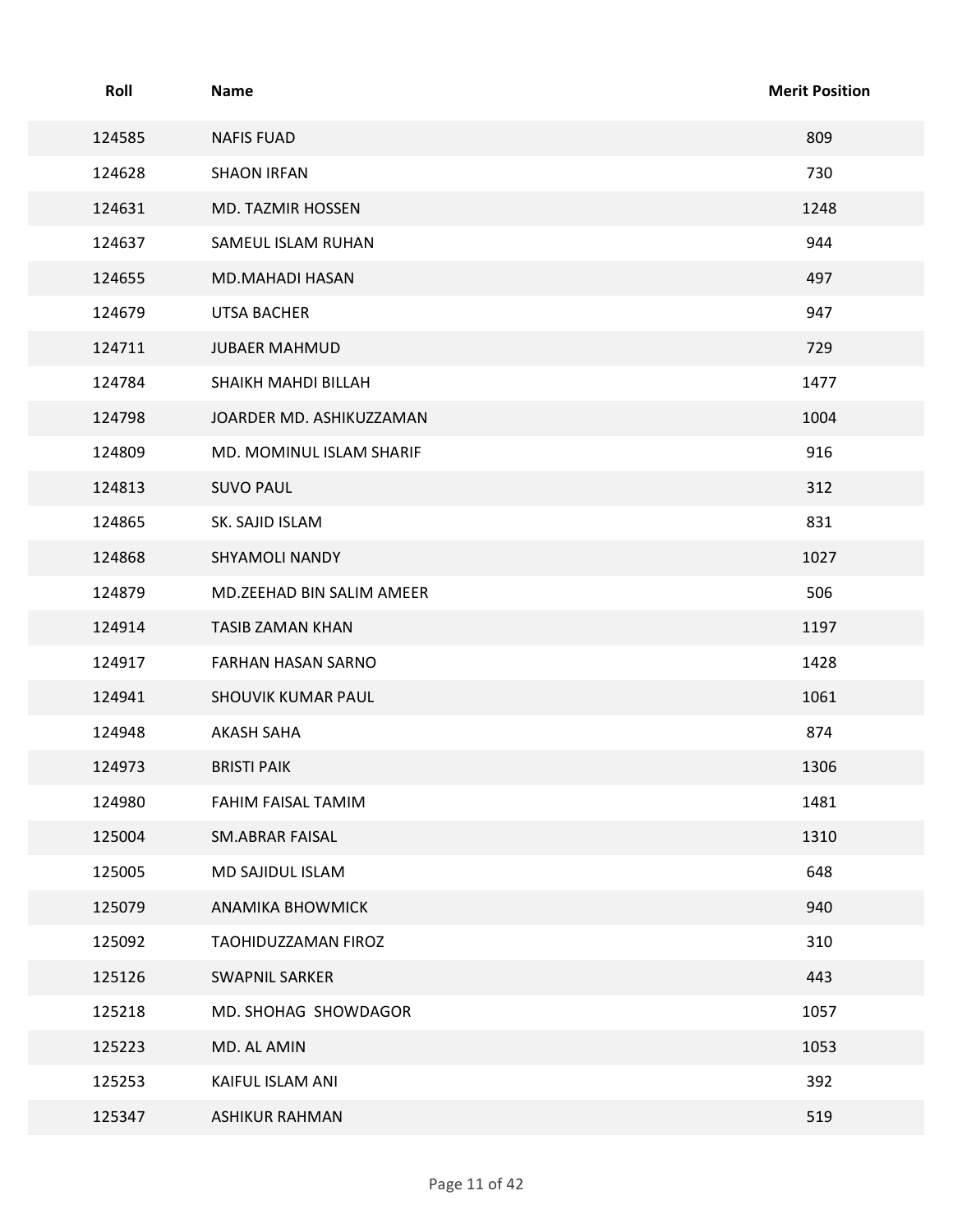| Roll | Name | Merit Position |
| --- | --- | --- |
| 124585 | NAFIS FUAD | 809 |
| 124628 | SHAON IRFAN | 730 |
| 124631 | MD. TAZMIR HOSSEN | 1248 |
| 124637 | SAMEUL ISLAM RUHAN | 944 |
| 124655 | MD.MAHADI HASAN | 497 |
| 124679 | UTSA BACHER | 947 |
| 124711 | JUBAER MAHMUD | 729 |
| 124784 | SHAIKH MAHDI BILLAH | 1477 |
| 124798 | JOARDER MD. ASHIKUZZAMAN | 1004 |
| 124809 | MD. MOMINUL ISLAM SHARIF | 916 |
| 124813 | SUVO PAUL | 312 |
| 124865 | SK. SAJID ISLAM | 831 |
| 124868 | SHYAMOLI NANDY | 1027 |
| 124879 | MD.ZEEHAD BIN SALIM AMEER | 506 |
| 124914 | TASIB ZAMAN KHAN | 1197 |
| 124917 | FARHAN HASAN SARNO | 1428 |
| 124941 | SHOUVIK KUMAR PAUL | 1061 |
| 124948 | AKASH SAHA | 874 |
| 124973 | BRISTI PAIK | 1306 |
| 124980 | FAHIM FAISAL TAMIM | 1481 |
| 125004 | SM.ABRAR FAISAL | 1310 |
| 125005 | MD SAJIDUL ISLAM | 648 |
| 125079 | ANAMIKA BHOWMICK | 940 |
| 125092 | TAOHIDUZZAMAN FIROZ | 310 |
| 125126 | SWAPNIL SARKER | 443 |
| 125218 | MD. SHOHAG SHOWDAGOR | 1057 |
| 125223 | MD. AL AMIN | 1053 |
| 125253 | KAIFUL ISLAM ANI | 392 |
| 125347 | ASHIKUR RAHMAN | 519 |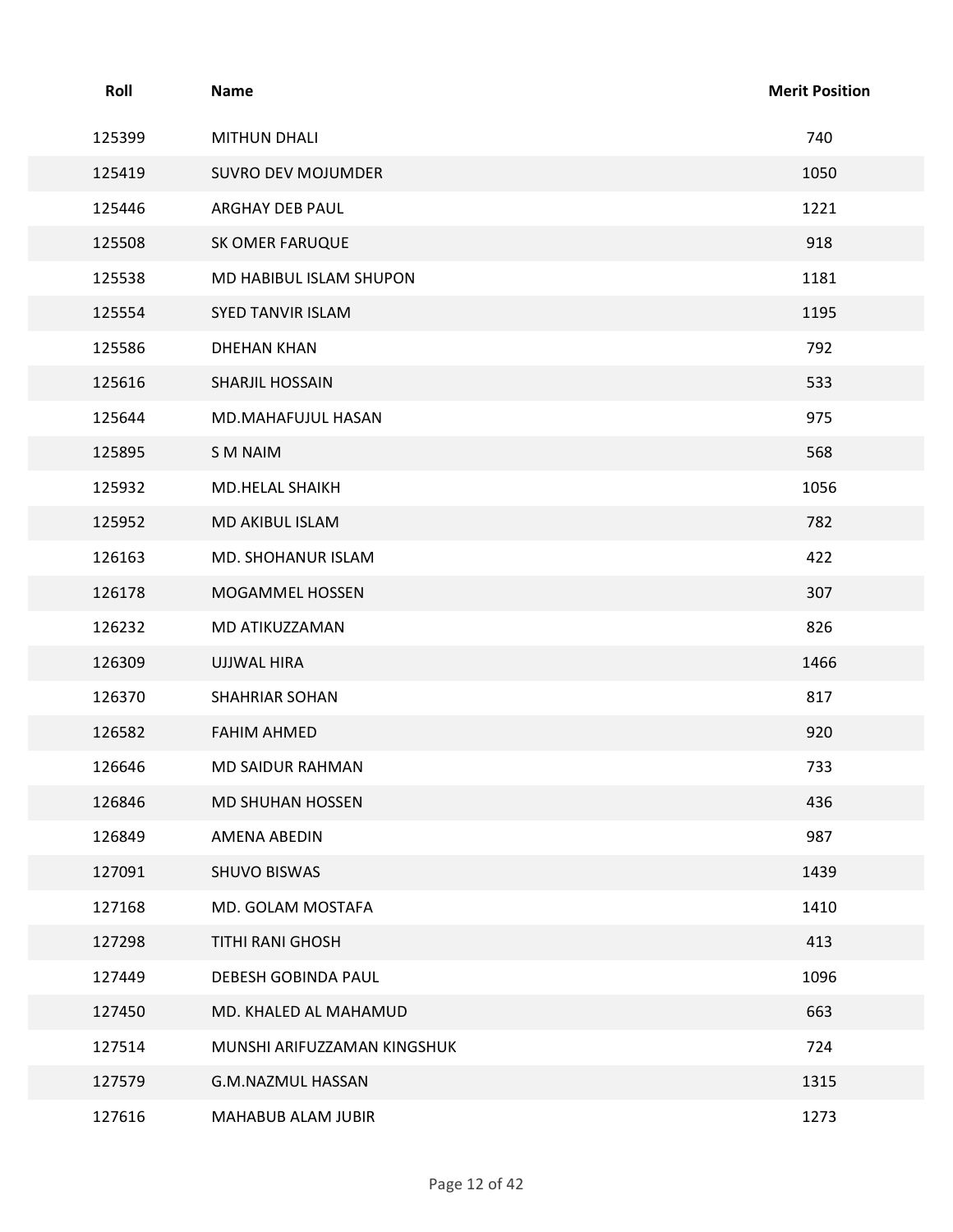| Roll | Name | Merit Position |
|---|---|---|
| 125399 | MITHUN DHALI | 740 |
| 125419 | SUVRO DEV MOJUMDER | 1050 |
| 125446 | ARGHAY DEB PAUL | 1221 |
| 125508 | SK OMER FARUQUE | 918 |
| 125538 | MD HABIBUL ISLAM SHUPON | 1181 |
| 125554 | SYED TANVIR ISLAM | 1195 |
| 125586 | DHEHAN KHAN | 792 |
| 125616 | SHARJIL HOSSAIN | 533 |
| 125644 | MD.MAHAFUJUL HASAN | 975 |
| 125895 | S M NAIM | 568 |
| 125932 | MD.HELAL SHAIKH | 1056 |
| 125952 | MD AKIBUL ISLAM | 782 |
| 126163 | MD. SHOHANUR ISLAM | 422 |
| 126178 | MOGAMMEL HOSSEN | 307 |
| 126232 | MD ATIKUZZAMAN | 826 |
| 126309 | UJJWAL HIRA | 1466 |
| 126370 | SHAHRIAR SOHAN | 817 |
| 126582 | FAHIM AHMED | 920 |
| 126646 | MD SAIDUR RAHMAN | 733 |
| 126846 | MD SHUHAN HOSSEN | 436 |
| 126849 | AMENA ABEDIN | 987 |
| 127091 | SHUVO BISWAS | 1439 |
| 127168 | MD. GOLAM MOSTAFA | 1410 |
| 127298 | TITHI RANI GHOSH | 413 |
| 127449 | DEBESH GOBINDA PAUL | 1096 |
| 127450 | MD. KHALED AL MAHAMUD | 663 |
| 127514 | MUNSHI ARIFUZZAMAN KINGSHUK | 724 |
| 127579 | G.M.NAZMUL HASSAN | 1315 |
| 127616 | MAHABUB ALAM JUBIR | 1273 |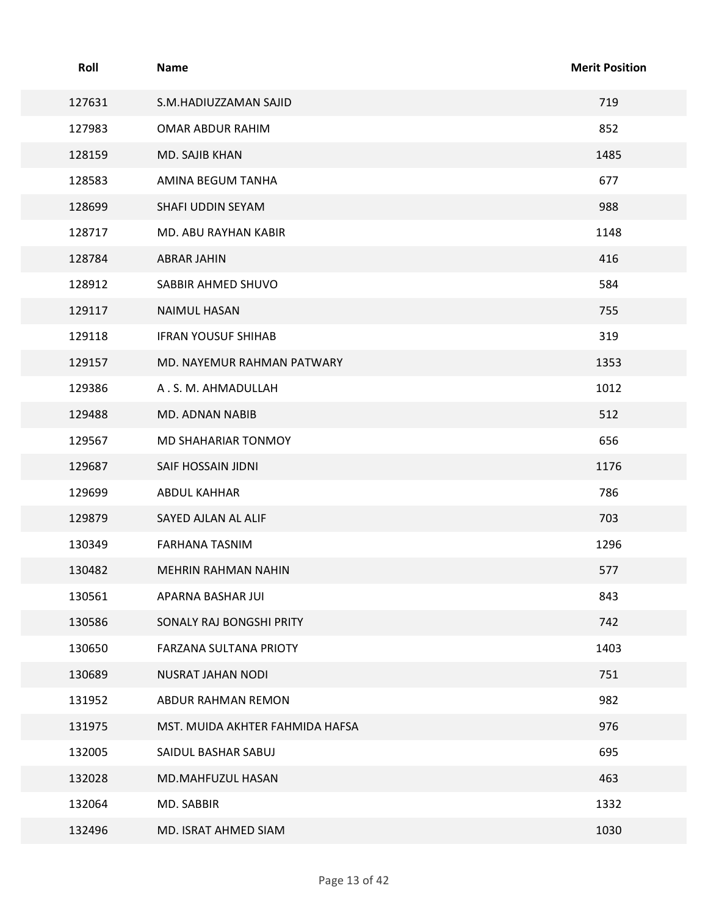| Roll | Name | Merit Position |
|---|---|---|
| 127631 | S.M.HADIUZZAMAN SAJID | 719 |
| 127983 | OMAR ABDUR RAHIM | 852 |
| 128159 | MD. SAJIB KHAN | 1485 |
| 128583 | AMINA BEGUM TANHA | 677 |
| 128699 | SHAFI UDDIN SEYAM | 988 |
| 128717 | MD. ABU RAYHAN KABIR | 1148 |
| 128784 | ABRAR JAHIN | 416 |
| 128912 | SABBIR AHMED SHUVO | 584 |
| 129117 | NAIMUL HASAN | 755 |
| 129118 | IFRAN YOUSUF SHIHAB | 319 |
| 129157 | MD. NAYEMUR RAHMAN PATWARY | 1353 |
| 129386 | A . S. M. AHMADULLAH | 1012 |
| 129488 | MD. ADNAN NABIB | 512 |
| 129567 | MD SHAHARIAR TONMOY | 656 |
| 129687 | SAIF HOSSAIN JIDNI | 1176 |
| 129699 | ABDUL KAHHAR | 786 |
| 129879 | SAYED AJLAN AL ALIF | 703 |
| 130349 | FARHANA TASNIM | 1296 |
| 130482 | MEHRIN RAHMAN NAHIN | 577 |
| 130561 | APARNA BASHAR JUI | 843 |
| 130586 | SONALY RAJ BONGSHI PRITY | 742 |
| 130650 | FARZANA SULTANA PRIOTY | 1403 |
| 130689 | NUSRAT JAHAN NODI | 751 |
| 131952 | ABDUR RAHMAN REMON | 982 |
| 131975 | MST. MUIDA AKHTER FAHMIDA HAFSA | 976 |
| 132005 | SAIDUL BASHAR SABUJ | 695 |
| 132028 | MD.MAHFUZUL HASAN | 463 |
| 132064 | MD. SABBIR | 1332 |
| 132496 | MD. ISRAT AHMED SIAM | 1030 |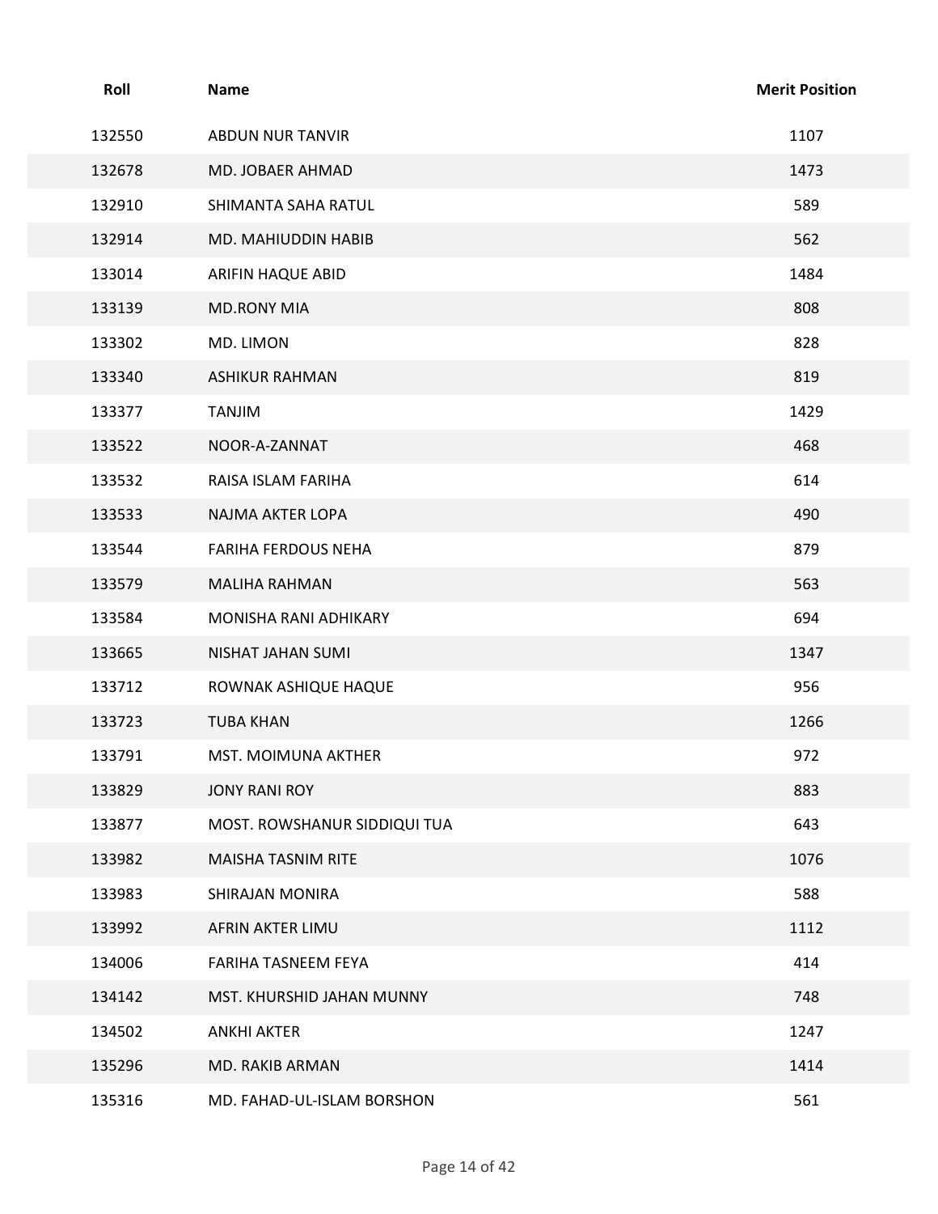| Roll | Name | Merit Position |
|---|---|---|
| 132550 | ABDUN NUR TANVIR | 1107 |
| 132678 | MD. JOBAER AHMAD | 1473 |
| 132910 | SHIMANTA SAHA RATUL | 589 |
| 132914 | MD. MAHIUDDIN HABIB | 562 |
| 133014 | ARIFIN HAQUE ABID | 1484 |
| 133139 | MD.RONY MIA | 808 |
| 133302 | MD. LIMON | 828 |
| 133340 | ASHIKUR RAHMAN | 819 |
| 133377 | TANJIM | 1429 |
| 133522 | NOOR-A-ZANNAT | 468 |
| 133532 | RAISA ISLAM FARIHA | 614 |
| 133533 | NAJMA AKTER LOPA | 490 |
| 133544 | FARIHA FERDOUS NEHA | 879 |
| 133579 | MALIHA RAHMAN | 563 |
| 133584 | MONISHA RANI ADHIKARY | 694 |
| 133665 | NISHAT JAHAN SUMI | 1347 |
| 133712 | ROWNAK ASHIQUE HAQUE | 956 |
| 133723 | TUBA KHAN | 1266 |
| 133791 | MST. MOIMUNA AKTHER | 972 |
| 133829 | JONY RANI ROY | 883 |
| 133877 | MOST. ROWSHANUR SIDDIQUI TUA | 643 |
| 133982 | MAISHA TASNIM RITE | 1076 |
| 133983 | SHIRAJAN MONIRA | 588 |
| 133992 | AFRIN AKTER LIMU | 1112 |
| 134006 | FARIHA TASNEEM FEYA | 414 |
| 134142 | MST. KHURSHID JAHAN MUNNY | 748 |
| 134502 | ANKHI AKTER | 1247 |
| 135296 | MD. RAKIB ARMAN | 1414 |
| 135316 | MD. FAHAD-UL-ISLAM BORSHON | 561 |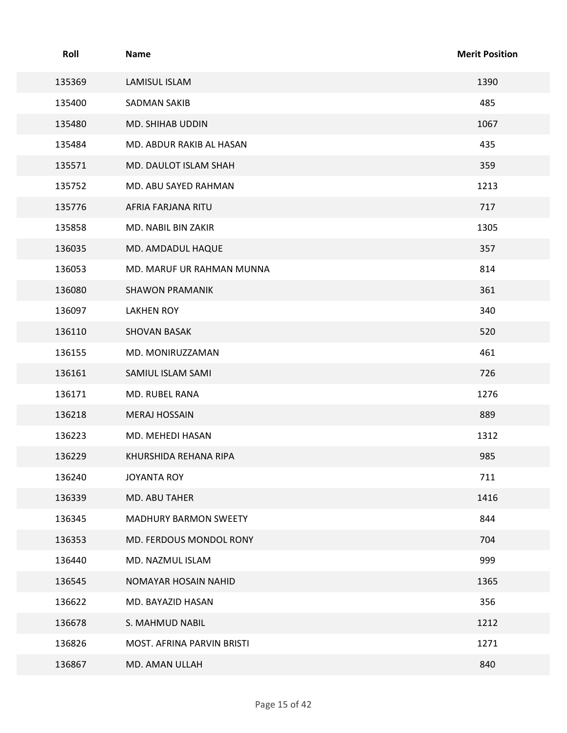| Roll | Name | Merit Position |
| --- | --- | --- |
| 135369 | LAMISUL ISLAM | 1390 |
| 135400 | SADMAN SAKIB | 485 |
| 135480 | MD. SHIHAB UDDIN | 1067 |
| 135484 | MD. ABDUR RAKIB AL HASAN | 435 |
| 135571 | MD. DAULOT ISLAM SHAH | 359 |
| 135752 | MD. ABU SAYED RAHMAN | 1213 |
| 135776 | AFRIA FARJANA RITU | 717 |
| 135858 | MD. NABIL BIN ZAKIR | 1305 |
| 136035 | MD. AMDADUL HAQUE | 357 |
| 136053 | MD. MARUF UR RAHMAN MUNNA | 814 |
| 136080 | SHAWON PRAMANIK | 361 |
| 136097 | LAKHEN ROY | 340 |
| 136110 | SHOVAN BASAK | 520 |
| 136155 | MD. MONIRUZZAMAN | 461 |
| 136161 | SAMIUL ISLAM SAMI | 726 |
| 136171 | MD. RUBEL RANA | 1276 |
| 136218 | MERAJ HOSSAIN | 889 |
| 136223 | MD. MEHEDI HASAN | 1312 |
| 136229 | KHURSHIDA REHANA RIPA | 985 |
| 136240 | JOYANTA ROY | 711 |
| 136339 | MD. ABU TAHER | 1416 |
| 136345 | MADHURY BARMON SWEETY | 844 |
| 136353 | MD. FERDOUS MONDOL RONY | 704 |
| 136440 | MD. NAZMUL ISLAM | 999 |
| 136545 | NOMAYAR HOSAIN NAHID | 1365 |
| 136622 | MD. BAYAZID HASAN | 356 |
| 136678 | S. MAHMUD NABIL | 1212 |
| 136826 | MOST. AFRINA PARVIN BRISTI | 1271 |
| 136867 | MD. AMAN ULLAH | 840 |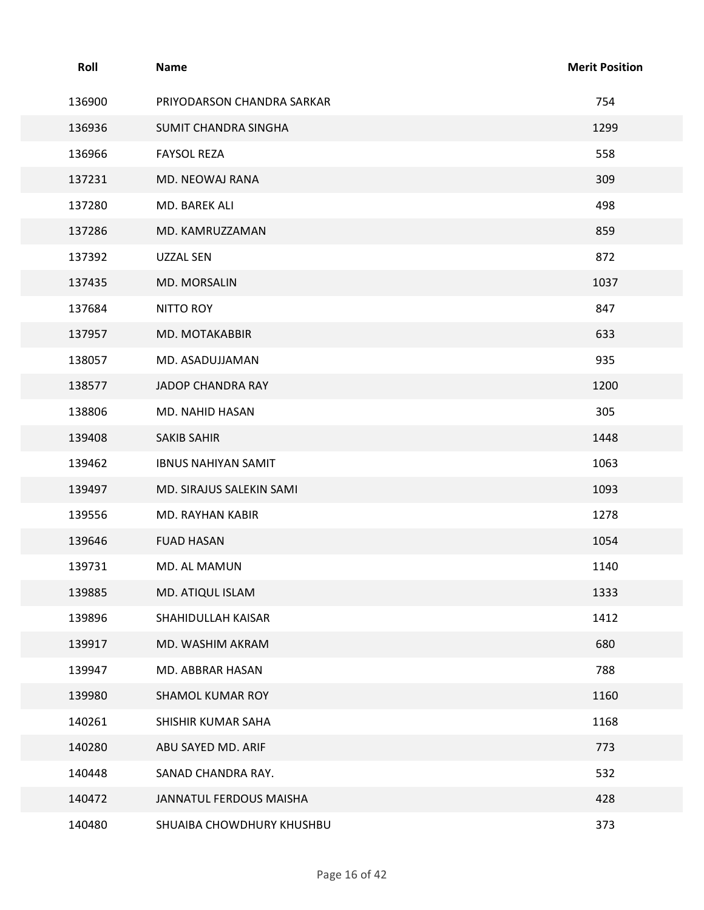| Roll | Name | Merit Position |
|---|---|---|
| 136900 | PRIYODARSON CHANDRA SARKAR | 754 |
| 136936 | SUMIT CHANDRA SINGHA | 1299 |
| 136966 | FAYSOL REZA | 558 |
| 137231 | MD. NEOWAJ RANA | 309 |
| 137280 | MD. BAREK ALI | 498 |
| 137286 | MD. KAMRUZZAMAN | 859 |
| 137392 | UZZAL SEN | 872 |
| 137435 | MD. MORSALIN | 1037 |
| 137684 | NITTO ROY | 847 |
| 137957 | MD. MOTAKABBIR | 633 |
| 138057 | MD. ASADUJJAMAN | 935 |
| 138577 | JADOP CHANDRA RAY | 1200 |
| 138806 | MD. NAHID HASAN | 305 |
| 139408 | SAKIB SAHIR | 1448 |
| 139462 | IBNUS NAHIYAN SAMIT | 1063 |
| 139497 | MD. SIRAJUS SALEKIN SAMI | 1093 |
| 139556 | MD. RAYHAN KABIR | 1278 |
| 139646 | FUAD HASAN | 1054 |
| 139731 | MD. AL MAMUN | 1140 |
| 139885 | MD. ATIQUL ISLAM | 1333 |
| 139896 | SHAHIDULLAH KAISAR | 1412 |
| 139917 | MD. WASHIM AKRAM | 680 |
| 139947 | MD. ABBRAR HASAN | 788 |
| 139980 | SHAMOL KUMAR ROY | 1160 |
| 140261 | SHISHIR KUMAR SAHA | 1168 |
| 140280 | ABU SAYED MD. ARIF | 773 |
| 140448 | SANAD CHANDRA RAY. | 532 |
| 140472 | JANNATUL FERDOUS MAISHA | 428 |
| 140480 | SHUAIBA CHOWDHURY KHUSHBU | 373 |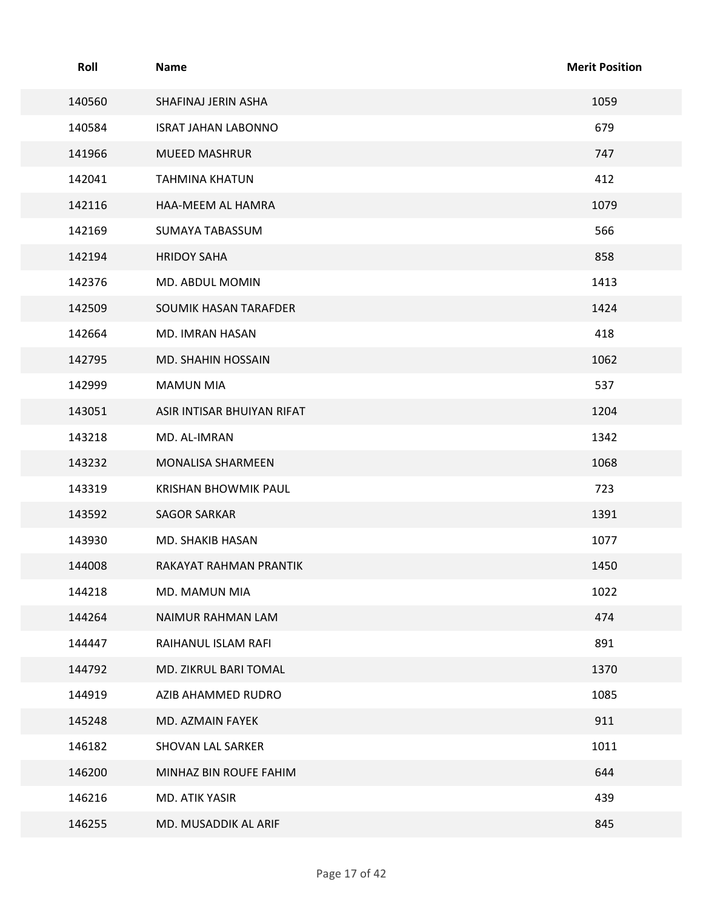| Roll | Name | Merit Position |
| --- | --- | --- |
| 140560 | SHAFINAJ JERIN ASHA | 1059 |
| 140584 | ISRAT JAHAN LABONNO | 679 |
| 141966 | MUEED MASHRUR | 747 |
| 142041 | TAHMINA KHATUN | 412 |
| 142116 | HAA-MEEM AL HAMRA | 1079 |
| 142169 | SUMAYA TABASSUM | 566 |
| 142194 | HRIDOY SAHA | 858 |
| 142376 | MD. ABDUL MOMIN | 1413 |
| 142509 | SOUMIK HASAN TARAFDER | 1424 |
| 142664 | MD. IMRAN HASAN | 418 |
| 142795 | MD. SHAHIN HOSSAIN | 1062 |
| 142999 | MAMUN MIA | 537 |
| 143051 | ASIR INTISAR BHUIYAN RIFAT | 1204 |
| 143218 | MD. AL-IMRAN | 1342 |
| 143232 | MONALISA SHARMEEN | 1068 |
| 143319 | KRISHAN BHOWMIK PAUL | 723 |
| 143592 | SAGOR SARKAR | 1391 |
| 143930 | MD. SHAKIB HASAN | 1077 |
| 144008 | RAKAYAT RAHMAN PRANTIK | 1450 |
| 144218 | MD. MAMUN MIA | 1022 |
| 144264 | NAIMUR RAHMAN LAM | 474 |
| 144447 | RAIHANUL ISLAM RAFI | 891 |
| 144792 | MD. ZIKRUL BARI TOMAL | 1370 |
| 144919 | AZIB AHAMMED RUDRO | 1085 |
| 145248 | MD. AZMAIN FAYEK | 911 |
| 146182 | SHOVAN LAL SARKER | 1011 |
| 146200 | MINHAZ BIN ROUFE FAHIM | 644 |
| 146216 | MD. ATIK YASIR | 439 |
| 146255 | MD. MUSADDIK AL ARIF | 845 |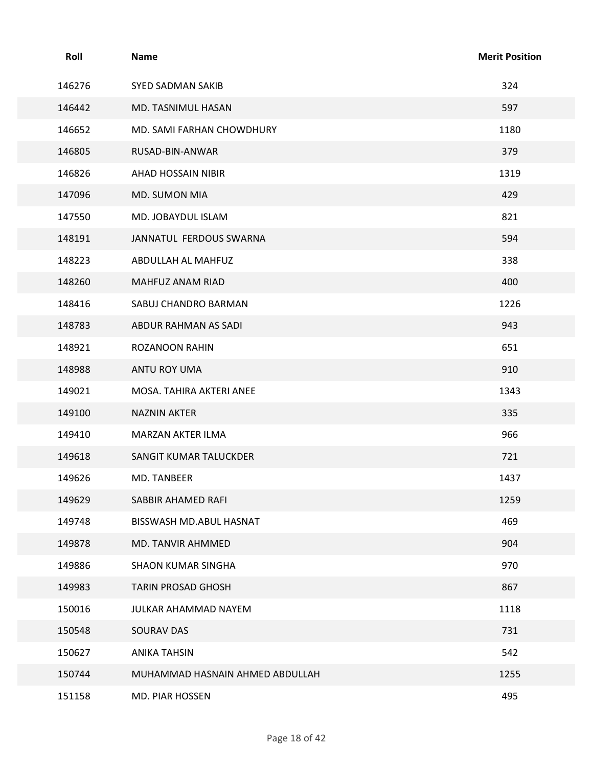| Roll | Name | Merit Position |
|---|---|---|
| 146276 | SYED SADMAN SAKIB | 324 |
| 146442 | MD. TASNIMUL HASAN | 597 |
| 146652 | MD. SAMI FARHAN CHOWDHURY | 1180 |
| 146805 | RUSAD-BIN-ANWAR | 379 |
| 146826 | AHAD HOSSAIN NIBIR | 1319 |
| 147096 | MD. SUMON MIA | 429 |
| 147550 | MD. JOBAYDUL ISLAM | 821 |
| 148191 | JANNATUL  FERDOUS SWARNA | 594 |
| 148223 | ABDULLAH AL MAHFUZ | 338 |
| 148260 | MAHFUZ ANAM RIAD | 400 |
| 148416 | SABUJ CHANDRO BARMAN | 1226 |
| 148783 | ABDUR RAHMAN AS SADI | 943 |
| 148921 | ROZANOON RAHIN | 651 |
| 148988 | ANTU ROY UMA | 910 |
| 149021 | MOSA. TAHIRA AKTERI ANEE | 1343 |
| 149100 | NAZNIN AKTER | 335 |
| 149410 | MARZAN AKTER ILMA | 966 |
| 149618 | SANGIT KUMAR TALUCKDER | 721 |
| 149626 | MD. TANBEER | 1437 |
| 149629 | SABBIR AHAMED RAFI | 1259 |
| 149748 | BISSWASH MD.ABUL HASNAT | 469 |
| 149878 | MD. TANVIR AHMMED | 904 |
| 149886 | SHAON KUMAR SINGHA | 970 |
| 149983 | TARIN PROSAD GHOSH | 867 |
| 150016 | JULKAR AHAMMAD NAYEM | 1118 |
| 150548 | SOURAV DAS | 731 |
| 150627 | ANIKA TAHSIN | 542 |
| 150744 | MUHAMMAD HASNAIN AHMED ABDULLAH | 1255 |
| 151158 | MD. PIAR HOSSEN | 495 |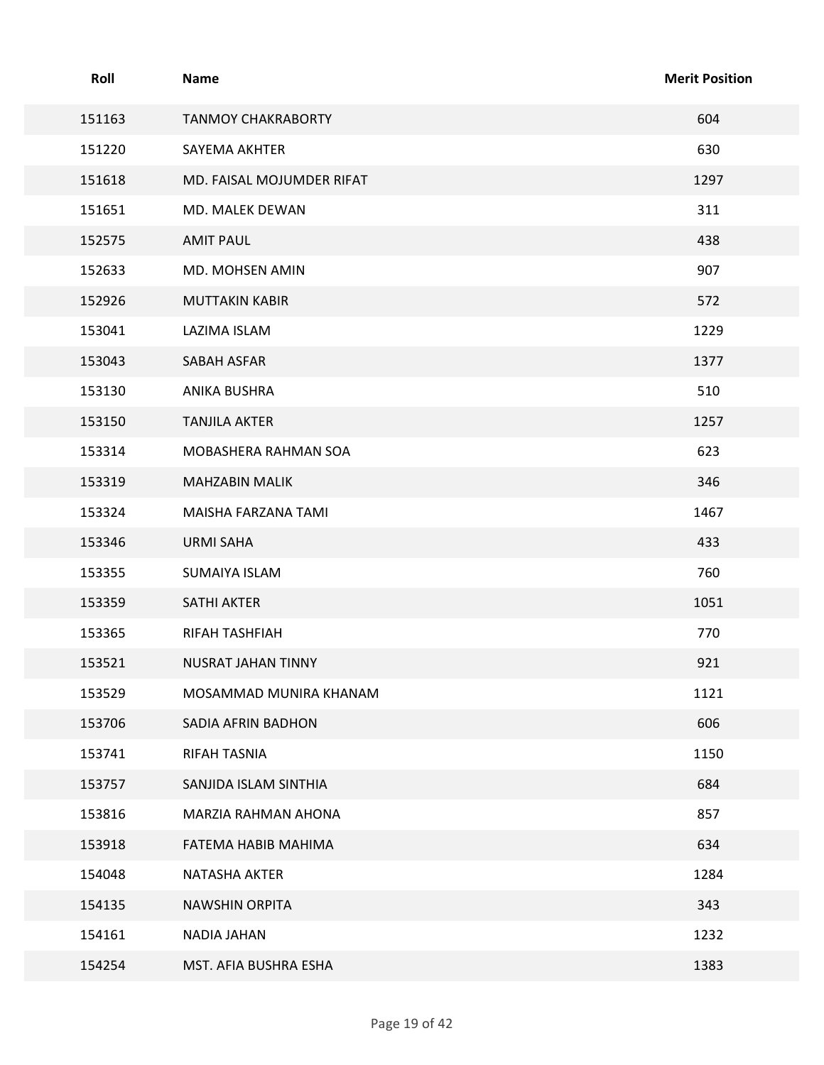| Roll | Name | Merit Position |
| --- | --- | --- |
| 151163 | TANMOY CHAKRABORTY | 604 |
| 151220 | SAYEMA AKHTER | 630 |
| 151618 | MD. FAISAL MOJUMDER RIFAT | 1297 |
| 151651 | MD. MALEK DEWAN | 311 |
| 152575 | AMIT PAUL | 438 |
| 152633 | MD. MOHSEN AMIN | 907 |
| 152926 | MUTTAKIN KABIR | 572 |
| 153041 | LAZIMA ISLAM | 1229 |
| 153043 | SABAH ASFAR | 1377 |
| 153130 | ANIKA BUSHRA | 510 |
| 153150 | TANJILA AKTER | 1257 |
| 153314 | MOBASHERA RAHMAN SOA | 623 |
| 153319 | MAHZABIN MALIK | 346 |
| 153324 | MAISHA FARZANA TAMI | 1467 |
| 153346 | URMI SAHA | 433 |
| 153355 | SUMAIYA ISLAM | 760 |
| 153359 | SATHI AKTER | 1051 |
| 153365 | RIFAH TASHFIAH | 770 |
| 153521 | NUSRAT JAHAN TINNY | 921 |
| 153529 | MOSAMMAD MUNIRA KHANAM | 1121 |
| 153706 | SADIA AFRIN BADHON | 606 |
| 153741 | RIFAH TASNIA | 1150 |
| 153757 | SANJIDA ISLAM SINTHIA | 684 |
| 153816 | MARZIA RAHMAN AHONA | 857 |
| 153918 | FATEMA HABIB MAHIMA | 634 |
| 154048 | NATASHA AKTER | 1284 |
| 154135 | NAWSHIN ORPITA | 343 |
| 154161 | NADIA JAHAN | 1232 |
| 154254 | MST. AFIA BUSHRA ESHA | 1383 |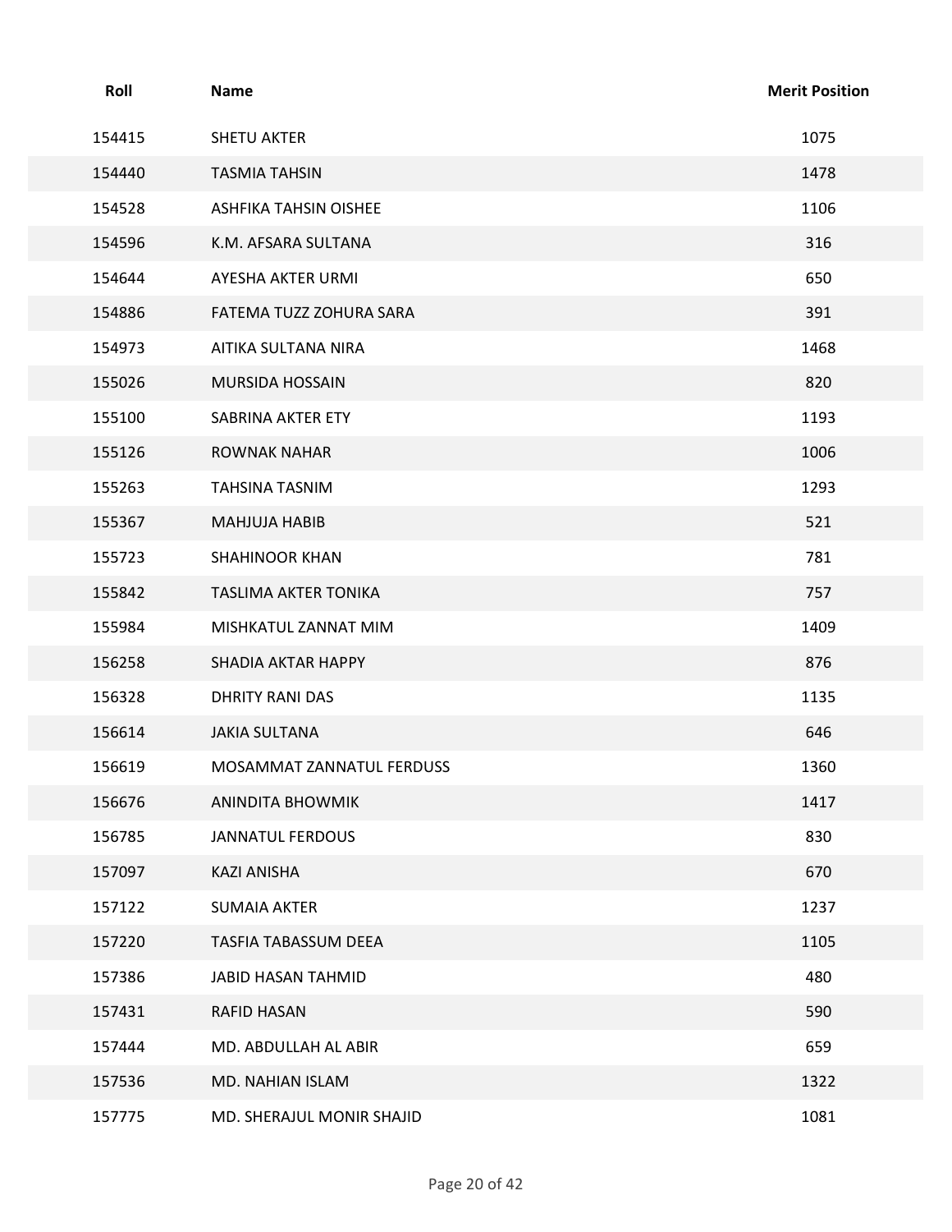| Roll | Name | Merit Position |
|---|---|---|
| 154415 | SHETU AKTER | 1075 |
| 154440 | TASMIA TAHSIN | 1478 |
| 154528 | ASHFIKA TAHSIN OISHEE | 1106 |
| 154596 | K.M. AFSARA SULTANA | 316 |
| 154644 | AYESHA AKTER URMI | 650 |
| 154886 | FATEMA TUZZ ZOHURA SARA | 391 |
| 154973 | AITIKA SULTANA NIRA | 1468 |
| 155026 | MURSIDA HOSSAIN | 820 |
| 155100 | SABRINA AKTER ETY | 1193 |
| 155126 | ROWNAK NAHAR | 1006 |
| 155263 | TAHSINA TASNIM | 1293 |
| 155367 | MAHJUJA HABIB | 521 |
| 155723 | SHAHINOOR KHAN | 781 |
| 155842 | TASLIMA AKTER TONIKA | 757 |
| 155984 | MISHKATUL ZANNAT MIM | 1409 |
| 156258 | SHADIA AKTAR HAPPY | 876 |
| 156328 | DHRITY RANI DAS | 1135 |
| 156614 | JAKIA SULTANA | 646 |
| 156619 | MOSAMMAT ZANNATUL FERDUSS | 1360 |
| 156676 | ANINDITA BHOWMIK | 1417 |
| 156785 | JANNATUL FERDOUS | 830 |
| 157097 | KAZI ANISHA | 670 |
| 157122 | SUMAIA AKTER | 1237 |
| 157220 | TASFIA TABASSUM DEEA | 1105 |
| 157386 | JABID HASAN TAHMID | 480 |
| 157431 | RAFID HASAN | 590 |
| 157444 | MD. ABDULLAH AL ABIR | 659 |
| 157536 | MD. NAHIAN ISLAM | 1322 |
| 157775 | MD. SHERAJUL MONIR SHAJID | 1081 |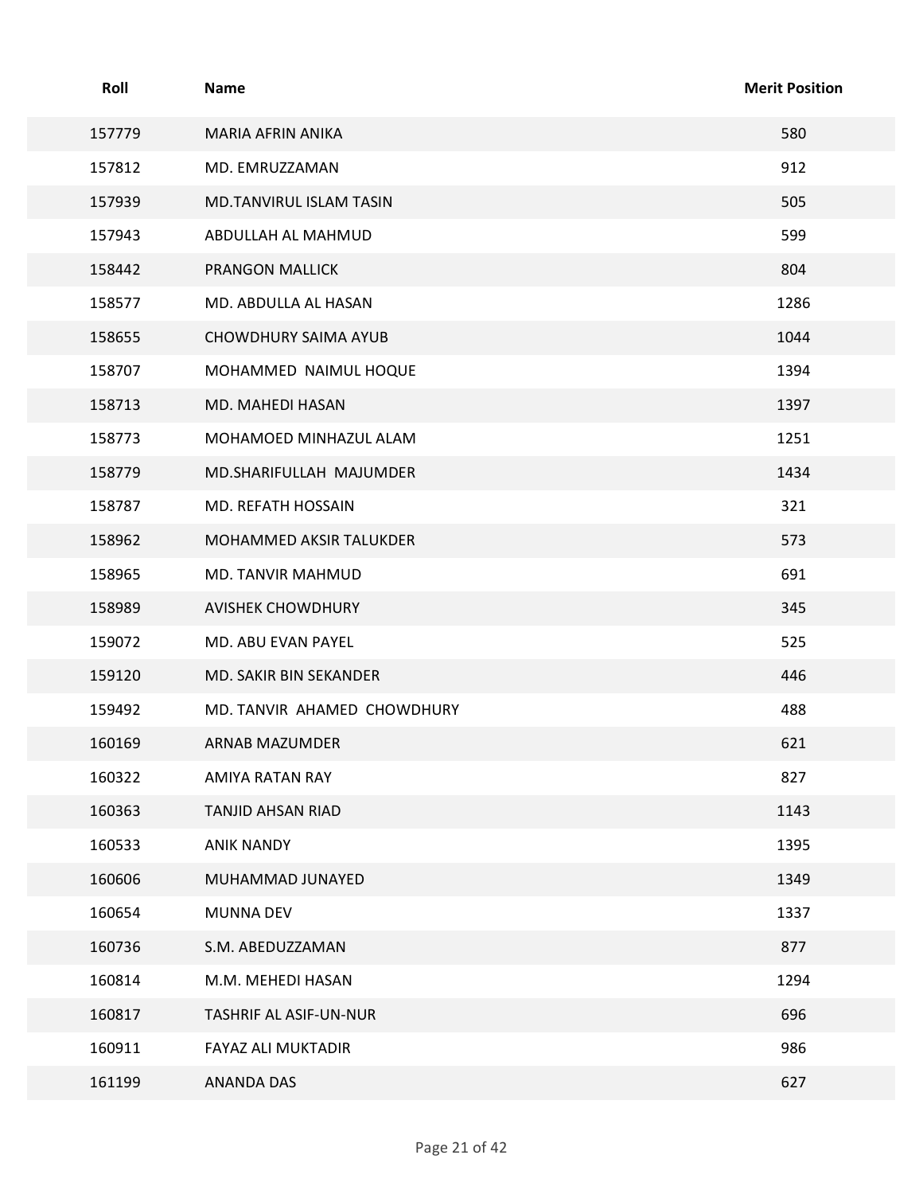| Roll | Name | Merit Position |
|---|---|---|
| 157779 | MARIA AFRIN ANIKA | 580 |
| 157812 | MD. EMRUZZAMAN | 912 |
| 157939 | MD.TANVIRUL ISLAM TASIN | 505 |
| 157943 | ABDULLAH AL MAHMUD | 599 |
| 158442 | PRANGON MALLICK | 804 |
| 158577 | MD. ABDULLA AL HASAN | 1286 |
| 158655 | CHOWDHURY SAIMA AYUB | 1044 |
| 158707 | MOHAMMED NAIMUL HOQUE | 1394 |
| 158713 | MD. MAHEDI HASAN | 1397 |
| 158773 | MOHAMOED MINHAZUL ALAM | 1251 |
| 158779 | MD.SHARIFULLAH MAJUMDER | 1434 |
| 158787 | MD. REFATH HOSSAIN | 321 |
| 158962 | MOHAMMED AKSIR TALUKDER | 573 |
| 158965 | MD. TANVIR MAHMUD | 691 |
| 158989 | AVISHEK CHOWDHURY | 345 |
| 159072 | MD. ABU EVAN PAYEL | 525 |
| 159120 | MD. SAKIR BIN SEKANDER | 446 |
| 159492 | MD. TANVIR AHAMED CHOWDHURY | 488 |
| 160169 | ARNAB MAZUMDER | 621 |
| 160322 | AMIYA RATAN RAY | 827 |
| 160363 | TANJID AHSAN RIAD | 1143 |
| 160533 | ANIK NANDY | 1395 |
| 160606 | MUHAMMAD JUNAYED | 1349 |
| 160654 | MUNNA DEV | 1337 |
| 160736 | S.M. ABEDUZZAMAN | 877 |
| 160814 | M.M. MEHEDI HASAN | 1294 |
| 160817 | TASHRIF AL ASIF-UN-NUR | 696 |
| 160911 | FAYAZ ALI MUKTADIR | 986 |
| 161199 | ANANDA DAS | 627 |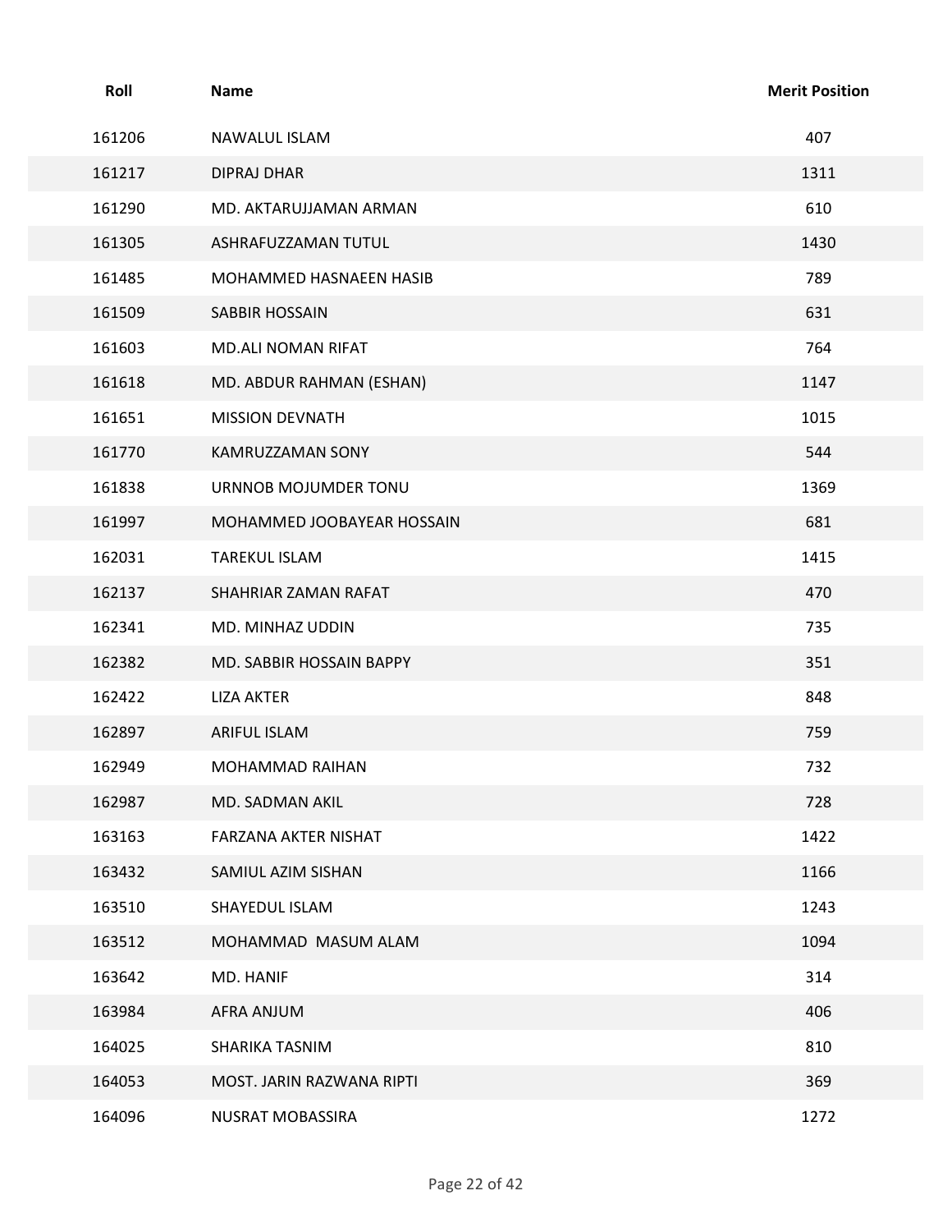| Roll | Name | Merit Position |
| --- | --- | --- |
| 161206 | NAWALUL ISLAM | 407 |
| 161217 | DIPRAJ DHAR | 1311 |
| 161290 | MD. AKTARUJJAMAN ARMAN | 610 |
| 161305 | ASHRAFUZZAMAN TUTUL | 1430 |
| 161485 | MOHAMMED HASNAEEN HASIB | 789 |
| 161509 | SABBIR HOSSAIN | 631 |
| 161603 | MD.ALI NOMAN RIFAT | 764 |
| 161618 | MD. ABDUR RAHMAN (ESHAN) | 1147 |
| 161651 | MISSION DEVNATH | 1015 |
| 161770 | KAMRUZZAMAN SONY | 544 |
| 161838 | URNNOB MOJUMDER TONU | 1369 |
| 161997 | MOHAMMED JOOBAYEAR HOSSAIN | 681 |
| 162031 | TAREKUL ISLAM | 1415 |
| 162137 | SHAHRIAR ZAMAN RAFAT | 470 |
| 162341 | MD. MINHAZ UDDIN | 735 |
| 162382 | MD. SABBIR HOSSAIN BAPPY | 351 |
| 162422 | LIZA AKTER | 848 |
| 162897 | ARIFUL ISLAM | 759 |
| 162949 | MOHAMMAD RAIHAN | 732 |
| 162987 | MD. SADMAN AKIL | 728 |
| 163163 | FARZANA AKTER NISHAT | 1422 |
| 163432 | SAMIUL AZIM SISHAN | 1166 |
| 163510 | SHAYEDUL ISLAM | 1243 |
| 163512 | MOHAMMAD MASUM ALAM | 1094 |
| 163642 | MD. HANIF | 314 |
| 163984 | AFRA ANJUM | 406 |
| 164025 | SHARIKA TASNIM | 810 |
| 164053 | MOST. JARIN RAZWANA RIPTI | 369 |
| 164096 | NUSRAT MOBASSIRA | 1272 |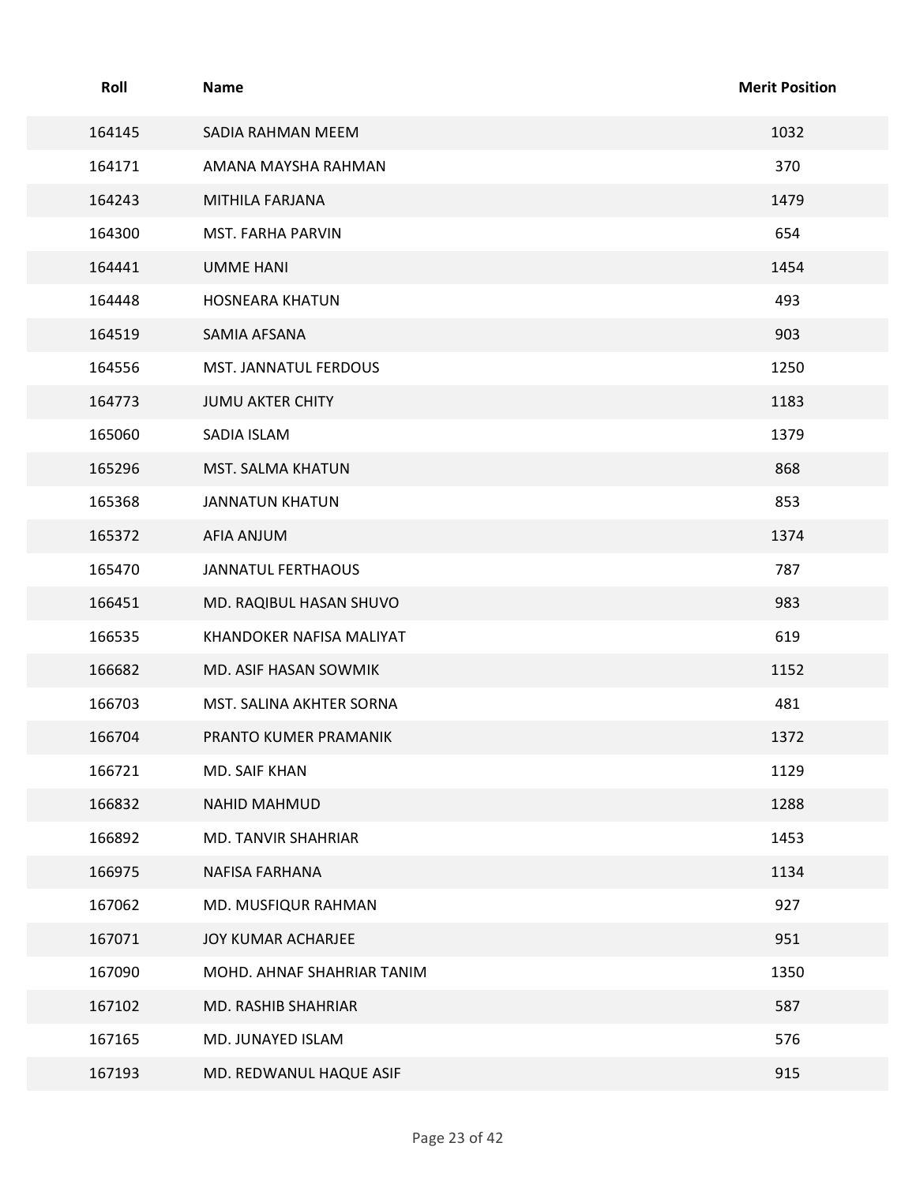| Roll | Name | Merit Position |
|---|---|---|
| 164145 | SADIA RAHMAN MEEM | 1032 |
| 164171 | AMANA MAYSHA RAHMAN | 370 |
| 164243 | MITHILA FARJANA | 1479 |
| 164300 | MST. FARHA PARVIN | 654 |
| 164441 | UMME HANI | 1454 |
| 164448 | HOSNEARA KHATUN | 493 |
| 164519 | SAMIA AFSANA | 903 |
| 164556 | MST. JANNATUL FERDOUS | 1250 |
| 164773 | JUMU AKTER CHITY | 1183 |
| 165060 | SADIA ISLAM | 1379 |
| 165296 | MST. SALMA KHATUN | 868 |
| 165368 | JANNATUN KHATUN | 853 |
| 165372 | AFIA ANJUM | 1374 |
| 165470 | JANNATUL FERTHAOUS | 787 |
| 166451 | MD. RAQIBUL HASAN SHUVO | 983 |
| 166535 | KHANDOKER NAFISA MALIYAT | 619 |
| 166682 | MD. ASIF HASAN SOWMIK | 1152 |
| 166703 | MST. SALINA AKHTER SORNA | 481 |
| 166704 | PRANTO KUMER PRAMANIK | 1372 |
| 166721 | MD. SAIF KHAN | 1129 |
| 166832 | NAHID MAHMUD | 1288 |
| 166892 | MD. TANVIR SHAHRIAR | 1453 |
| 166975 | NAFISA FARHANA | 1134 |
| 167062 | MD. MUSFIQUR RAHMAN | 927 |
| 167071 | JOY KUMAR ACHARJEE | 951 |
| 167090 | MOHD. AHNAF SHAHRIAR TANIM | 1350 |
| 167102 | MD. RASHIB SHAHRIAR | 587 |
| 167165 | MD. JUNAYED ISLAM | 576 |
| 167193 | MD. REDWANUL HAQUE ASIF | 915 |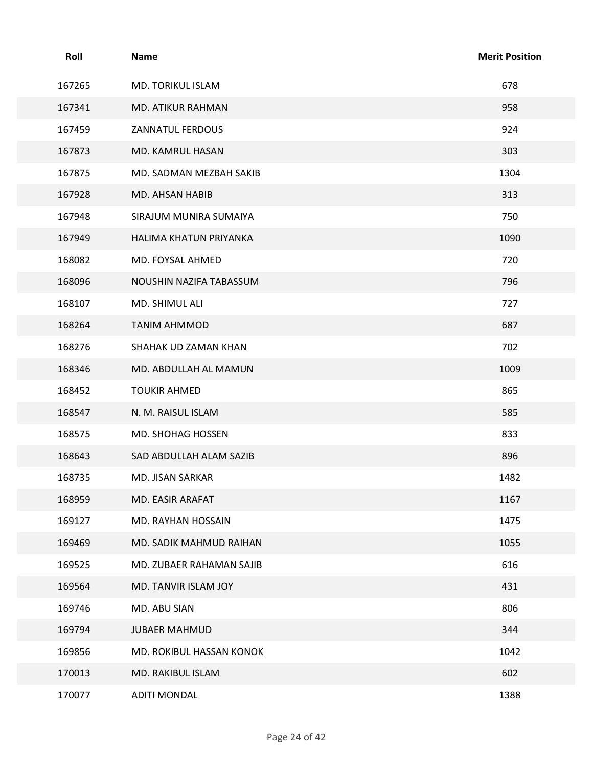| Roll | Name | Merit Position |
| --- | --- | --- |
| 167265 | MD. TORIKUL ISLAM | 678 |
| 167341 | MD. ATIKUR RAHMAN | 958 |
| 167459 | ZANNATUL FERDOUS | 924 |
| 167873 | MD. KAMRUL HASAN | 303 |
| 167875 | MD. SADMAN MEZBAH SAKIB | 1304 |
| 167928 | MD. AHSAN HABIB | 313 |
| 167948 | SIRAJUM MUNIRA SUMAIYA | 750 |
| 167949 | HALIMA KHATUN PRIYANKA | 1090 |
| 168082 | MD. FOYSAL AHMED | 720 |
| 168096 | NOUSHIN NAZIFA TABASSUM | 796 |
| 168107 | MD. SHIMUL ALI | 727 |
| 168264 | TANIM AHMMOD | 687 |
| 168276 | SHAHAK UD ZAMAN KHAN | 702 |
| 168346 | MD. ABDULLAH AL MAMUN | 1009 |
| 168452 | TOUKIR AHMED | 865 |
| 168547 | N. M. RAISUL ISLAM | 585 |
| 168575 | MD. SHOHAG HOSSEN | 833 |
| 168643 | SAD ABDULLAH ALAM SAZIB | 896 |
| 168735 | MD. JISAN SARKAR | 1482 |
| 168959 | MD. EASIR ARAFAT | 1167 |
| 169127 | MD. RAYHAN HOSSAIN | 1475 |
| 169469 | MD. SADIK MAHMUD RAIHAN | 1055 |
| 169525 | MD. ZUBAER RAHAMAN SAJIB | 616 |
| 169564 | MD. TANVIR ISLAM JOY | 431 |
| 169746 | MD. ABU SIAN | 806 |
| 169794 | JUBAER MAHMUD | 344 |
| 169856 | MD. ROKIBUL HASSAN KONOK | 1042 |
| 170013 | MD. RAKIBUL ISLAM | 602 |
| 170077 | ADITI MONDAL | 1388 |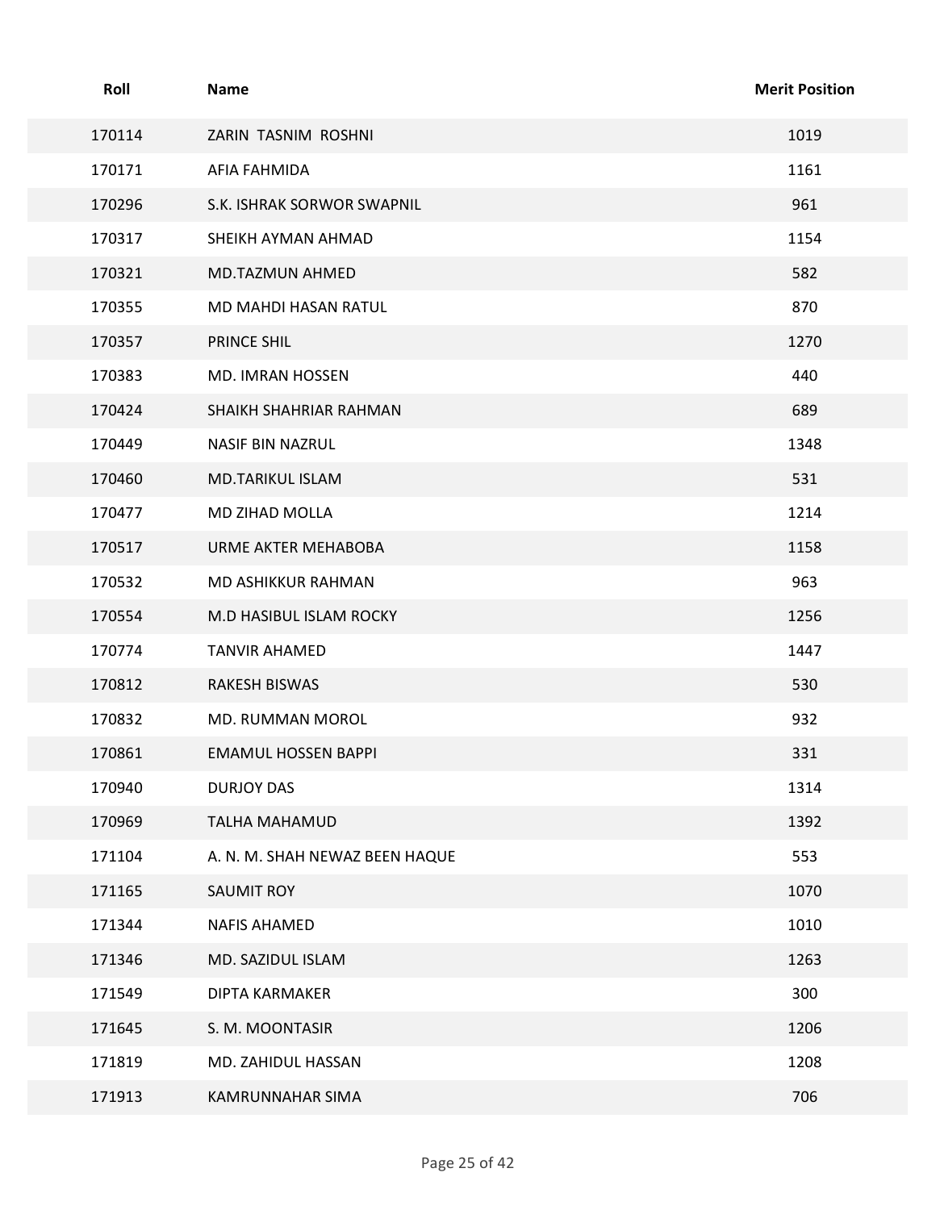| Roll | Name | Merit Position |
| --- | --- | --- |
| 170114 | ZARIN TASNIM ROSHNI | 1019 |
| 170171 | AFIA FAHMIDA | 1161 |
| 170296 | S.K. ISHRAK SORWOR SWAPNIL | 961 |
| 170317 | SHEIKH AYMAN AHMAD | 1154 |
| 170321 | MD.TAZMUN AHMED | 582 |
| 170355 | MD MAHDI HASAN RATUL | 870 |
| 170357 | PRINCE SHIL | 1270 |
| 170383 | MD. IMRAN HOSSEN | 440 |
| 170424 | SHAIKH SHAHRIAR RAHMAN | 689 |
| 170449 | NASIF BIN NAZRUL | 1348 |
| 170460 | MD.TARIKUL ISLAM | 531 |
| 170477 | MD ZIHAD MOLLA | 1214 |
| 170517 | URME AKTER MEHABOBA | 1158 |
| 170532 | MD ASHIKKUR RAHMAN | 963 |
| 170554 | M.D HASIBUL ISLAM ROCKY | 1256 |
| 170774 | TANVIR AHAMED | 1447 |
| 170812 | RAKESH BISWAS | 530 |
| 170832 | MD. RUMMAN MOROL | 932 |
| 170861 | EMAMUL HOSSEN BAPPI | 331 |
| 170940 | DURJOY DAS | 1314 |
| 170969 | TALHA MAHAMUD | 1392 |
| 171104 | A. N. M. SHAH NEWAZ BEEN HAQUE | 553 |
| 171165 | SAUMIT ROY | 1070 |
| 171344 | NAFIS AHAMED | 1010 |
| 171346 | MD. SAZIDUL ISLAM | 1263 |
| 171549 | DIPTA KARMAKER | 300 |
| 171645 | S. M. MOONTASIR | 1206 |
| 171819 | MD. ZAHIDUL HASSAN | 1208 |
| 171913 | KAMRUNNAHAR SIMA | 706 |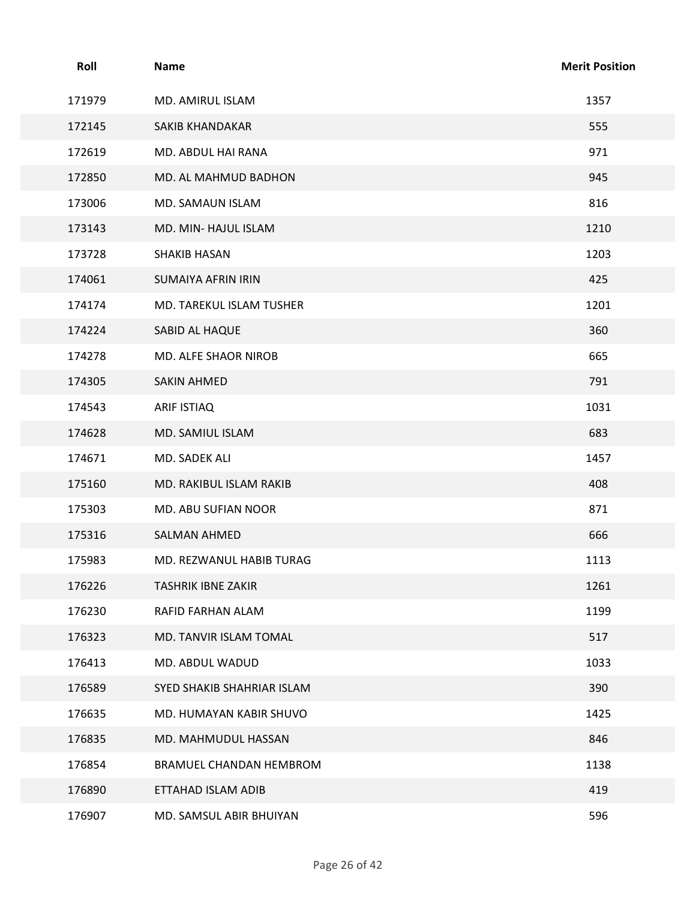| Roll | Name | Merit Position |
| --- | --- | --- |
| 171979 | MD. AMIRUL ISLAM | 1357 |
| 172145 | SAKIB KHANDAKAR | 555 |
| 172619 | MD. ABDUL HAI RANA | 971 |
| 172850 | MD. AL MAHMUD BADHON | 945 |
| 173006 | MD. SAMAUN ISLAM | 816 |
| 173143 | MD. MIN- HAJUL ISLAM | 1210 |
| 173728 | SHAKIB HASAN | 1203 |
| 174061 | SUMAIYA AFRIN IRIN | 425 |
| 174174 | MD. TAREKUL ISLAM TUSHER | 1201 |
| 174224 | SABID AL HAQUE | 360 |
| 174278 | MD. ALFE SHAOR NIROB | 665 |
| 174305 | SAKIN AHMED | 791 |
| 174543 | ARIF ISTIAQ | 1031 |
| 174628 | MD. SAMIUL ISLAM | 683 |
| 174671 | MD. SADEK ALI | 1457 |
| 175160 | MD. RAKIBUL ISLAM RAKIB | 408 |
| 175303 | MD. ABU SUFIAN NOOR | 871 |
| 175316 | SALMAN AHMED | 666 |
| 175983 | MD. REZWANUL HABIB TURAG | 1113 |
| 176226 | TASHRIK IBNE ZAKIR | 1261 |
| 176230 | RAFID FARHAN ALAM | 1199 |
| 176323 | MD. TANVIR ISLAM TOMAL | 517 |
| 176413 | MD. ABDUL WADUD | 1033 |
| 176589 | SYED SHAKIB SHAHRIAR ISLAM | 390 |
| 176635 | MD. HUMAYAN KABIR SHUVO | 1425 |
| 176835 | MD. MAHMUDUL HASSAN | 846 |
| 176854 | BRAMUEL CHANDAN HEMBROM | 1138 |
| 176890 | ETTAHAD ISLAM ADIB | 419 |
| 176907 | MD. SAMSUL ABIR BHUIYAN | 596 |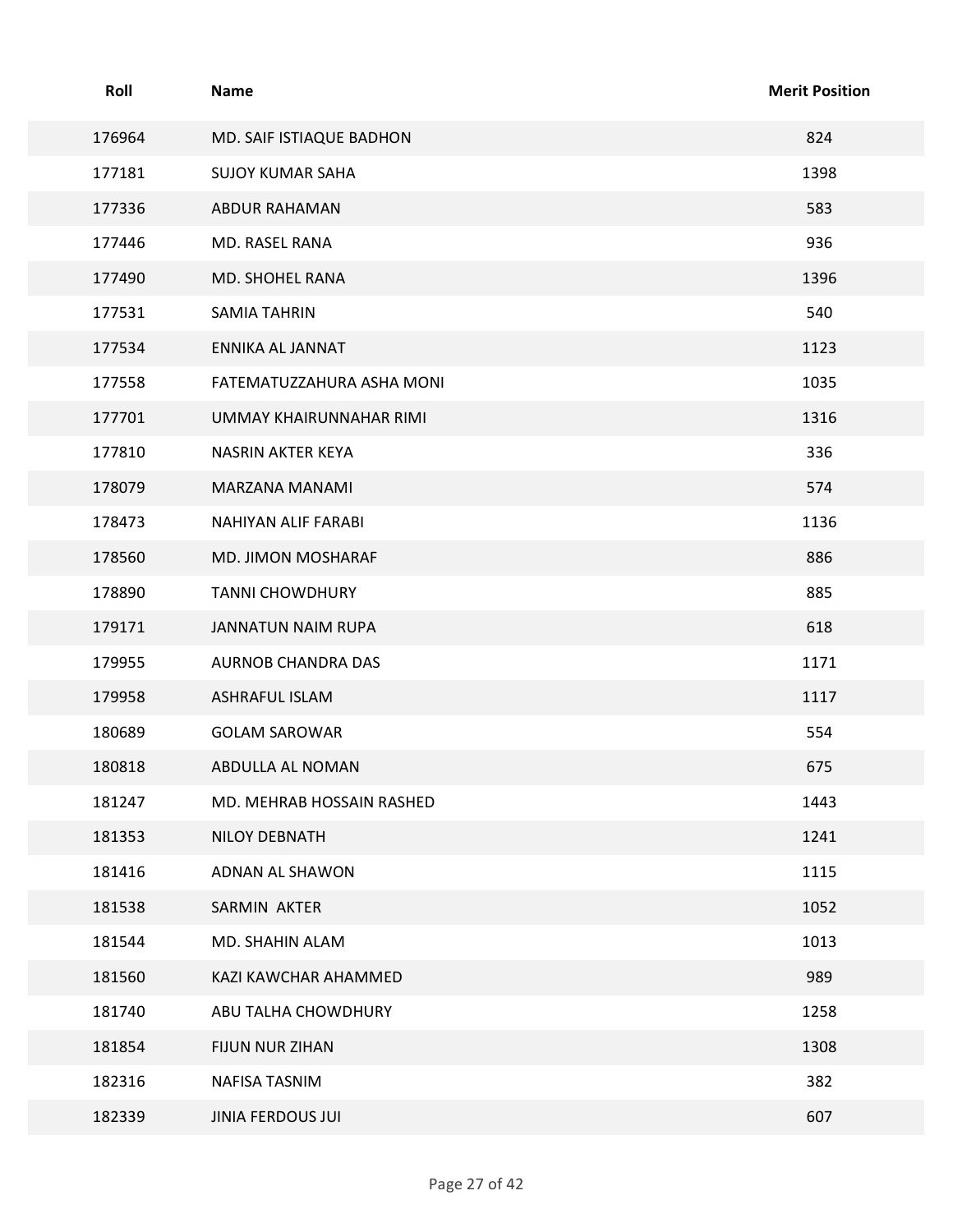| Roll | Name | Merit Position |
|---|---|---|
| 176964 | MD. SAIF ISTIAQUE BADHON | 824 |
| 177181 | SUJOY KUMAR SAHA | 1398 |
| 177336 | ABDUR RAHAMAN | 583 |
| 177446 | MD. RASEL RANA | 936 |
| 177490 | MD. SHOHEL RANA | 1396 |
| 177531 | SAMIA TAHRIN | 540 |
| 177534 | ENNIKA AL JANNAT | 1123 |
| 177558 | FATEMATUZZAHURA ASHA MONI | 1035 |
| 177701 | UMMAY KHAIRUNNAHAR RIMI | 1316 |
| 177810 | NASRIN AKTER KEYA | 336 |
| 178079 | MARZANA MANAMI | 574 |
| 178473 | NAHIYAN ALIF FARABI | 1136 |
| 178560 | MD. JIMON MOSHARAF | 886 |
| 178890 | TANNI CHOWDHURY | 885 |
| 179171 | JANNATUN NAIM RUPA | 618 |
| 179955 | AURNOB CHANDRA DAS | 1171 |
| 179958 | ASHRAFUL ISLAM | 1117 |
| 180689 | GOLAM SAROWAR | 554 |
| 180818 | ABDULLA AL NOMAN | 675 |
| 181247 | MD. MEHRAB HOSSAIN RASHED | 1443 |
| 181353 | NILOY DEBNATH | 1241 |
| 181416 | ADNAN AL SHAWON | 1115 |
| 181538 | SARMIN AKTER | 1052 |
| 181544 | MD. SHAHIN ALAM | 1013 |
| 181560 | KAZI KAWCHAR AHAMMED | 989 |
| 181740 | ABU TALHA CHOWDHURY | 1258 |
| 181854 | FIJUN NUR ZIHAN | 1308 |
| 182316 | NAFISA TASNIM | 382 |
| 182339 | JINIA FERDOUS JUI | 607 |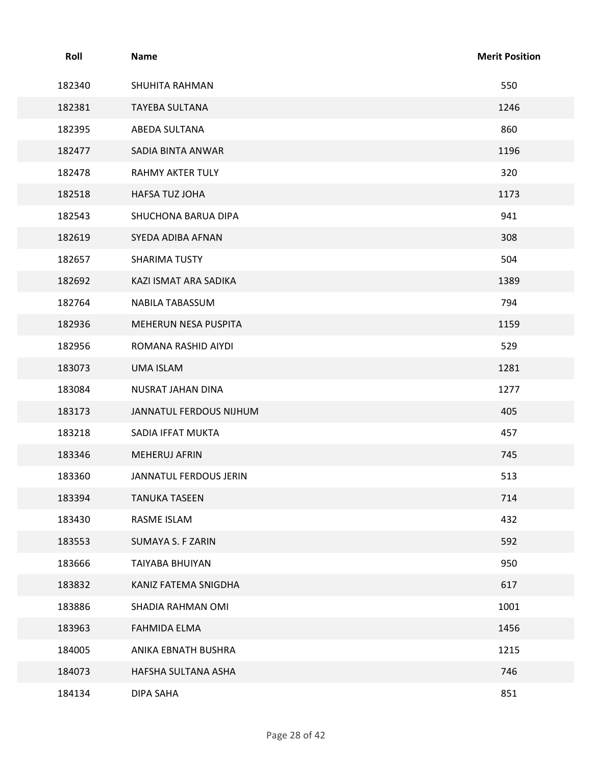| Roll | Name | Merit Position |
| --- | --- | --- |
| 182340 | SHUHITA RAHMAN | 550 |
| 182381 | TAYEBA SULTANA | 1246 |
| 182395 | ABEDA SULTANA | 860 |
| 182477 | SADIA BINTA ANWAR | 1196 |
| 182478 | RAHMY AKTER TULY | 320 |
| 182518 | HAFSA TUZ JOHA | 1173 |
| 182543 | SHUCHONA BARUA DIPA | 941 |
| 182619 | SYEDA ADIBA AFNAN | 308 |
| 182657 | SHARIMA TUSTY | 504 |
| 182692 | KAZI ISMAT ARA SADIKA | 1389 |
| 182764 | NABILA TABASSUM | 794 |
| 182936 | MEHERUN NESA PUSPITA | 1159 |
| 182956 | ROMANA RASHID AIYDI | 529 |
| 183073 | UMA ISLAM | 1281 |
| 183084 | NUSRAT JAHAN DINA | 1277 |
| 183173 | JANNATUL FERDOUS NIJHUM | 405 |
| 183218 | SADIA IFFAT MUKTA | 457 |
| 183346 | MEHERUJ AFRIN | 745 |
| 183360 | JANNATUL FERDOUS JERIN | 513 |
| 183394 | TANUKA TASEEN | 714 |
| 183430 | RASME ISLAM | 432 |
| 183553 | SUMAYA S. F ZARIN | 592 |
| 183666 | TAIYABA BHUIYAN | 950 |
| 183832 | KANIZ FATEMA SNIGDHA | 617 |
| 183886 | SHADIA RAHMAN OMI | 1001 |
| 183963 | FAHMIDA ELMA | 1456 |
| 184005 | ANIKA EBNATH BUSHRA | 1215 |
| 184073 | HAFSHA SULTANA ASHA | 746 |
| 184134 | DIPA SAHA | 851 |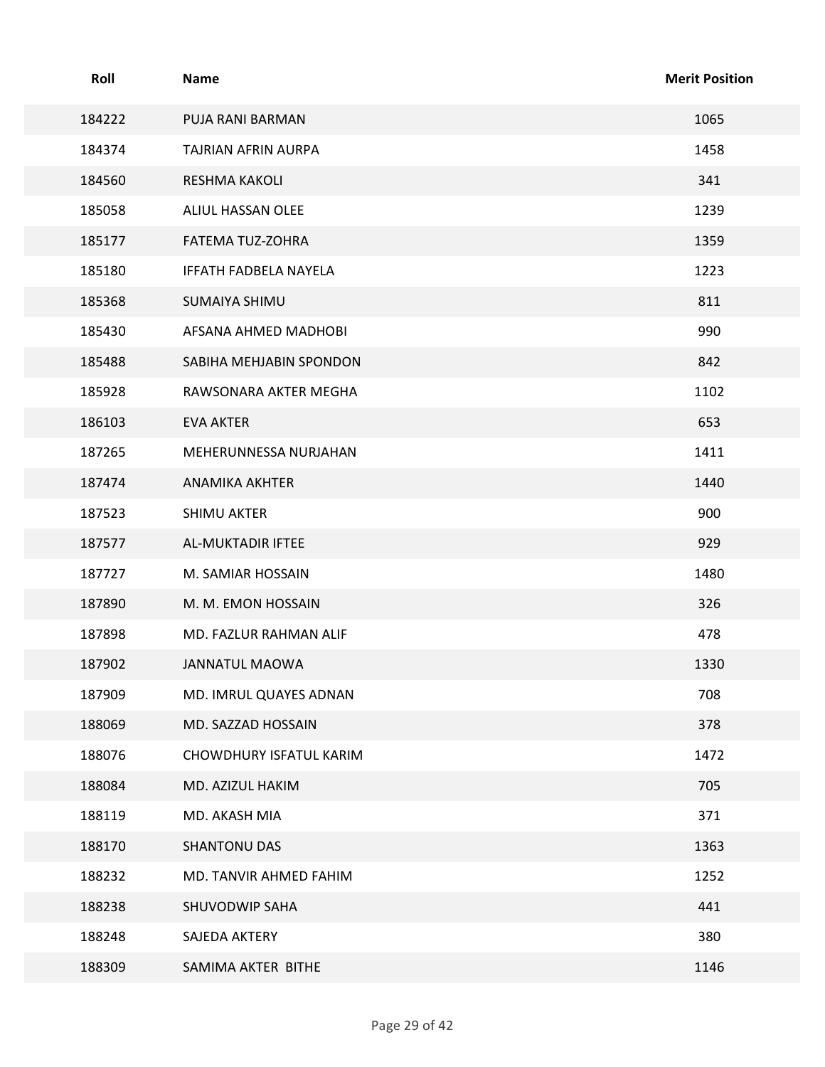| Roll | Name | Merit Position |
|---|---|---|
| 184222 | PUJA RANI BARMAN | 1065 |
| 184374 | TAJRIAN AFRIN AURPA | 1458 |
| 184560 | RESHMA KAKOLI | 341 |
| 185058 | ALIUL HASSAN OLEE | 1239 |
| 185177 | FATEMA TUZ-ZOHRA | 1359 |
| 185180 | IFFATH FADBELA NAYELA | 1223 |
| 185368 | SUMAIYA SHIMU | 811 |
| 185430 | AFSANA AHMED MADHOBI | 990 |
| 185488 | SABIHA MEHJABIN SPONDON | 842 |
| 185928 | RAWSONARA AKTER MEGHA | 1102 |
| 186103 | EVA AKTER | 653 |
| 187265 | MEHERUNNESSA NURJAHAN | 1411 |
| 187474 | ANAMIKA AKHTER | 1440 |
| 187523 | SHIMU AKTER | 900 |
| 187577 | AL-MUKTADIR IFTEE | 929 |
| 187727 | M. SAMIAR HOSSAIN | 1480 |
| 187890 | M. M. EMON HOSSAIN | 326 |
| 187898 | MD. FAZLUR RAHMAN ALIF | 478 |
| 187902 | JANNATUL MAOWA | 1330 |
| 187909 | MD. IMRUL QUAYES ADNAN | 708 |
| 188069 | MD. SAZZAD HOSSAIN | 378 |
| 188076 | CHOWDHURY ISFATUL KARIM | 1472 |
| 188084 | MD. AZIZUL HAKIM | 705 |
| 188119 | MD. AKASH MIA | 371 |
| 188170 | SHANTONU DAS | 1363 |
| 188232 | MD. TANVIR AHMED FAHIM | 1252 |
| 188238 | SHUVODWIP SAHA | 441 |
| 188248 | SAJEDA AKTERY | 380 |
| 188309 | SAMIMA AKTER  BITHE | 1146 |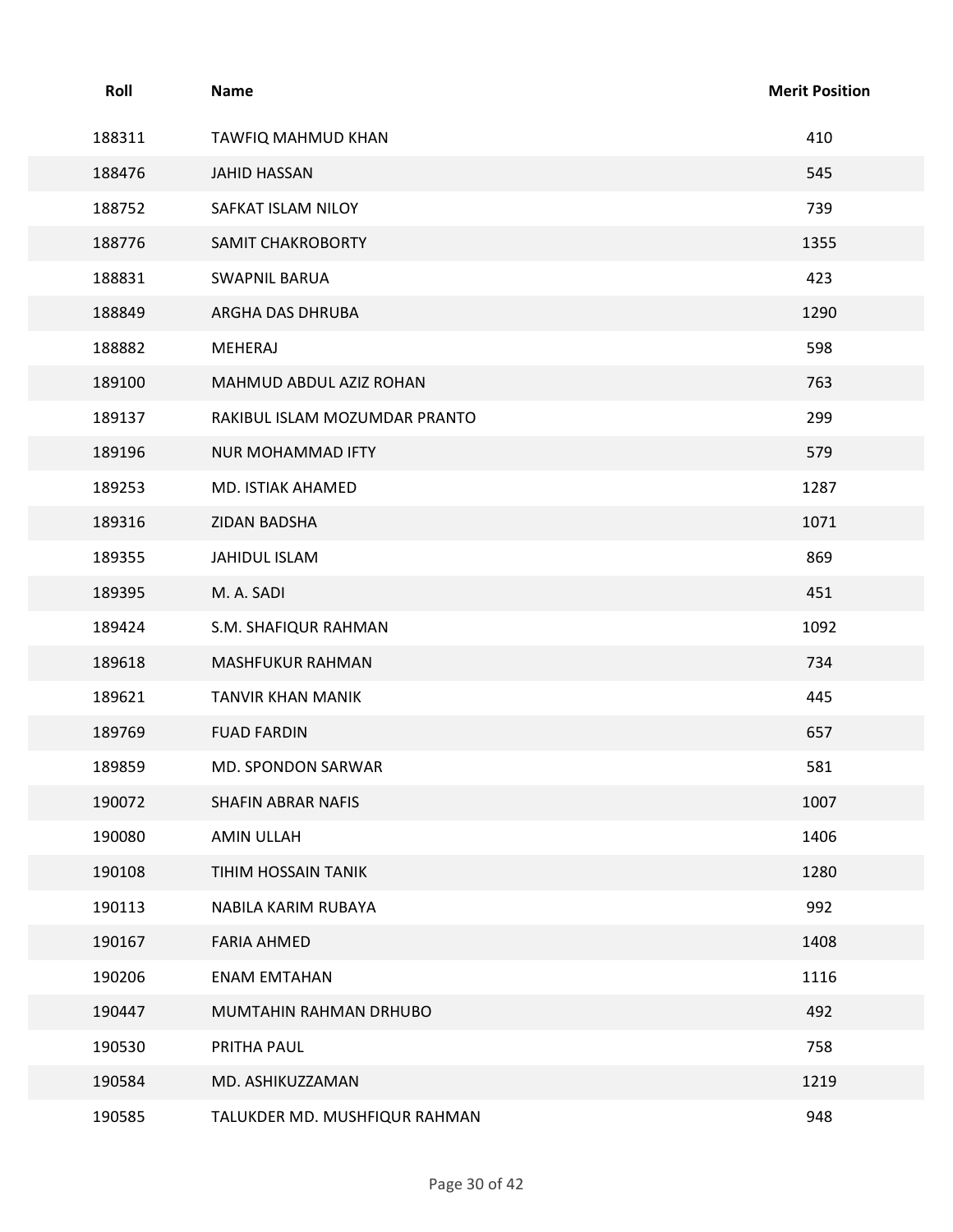| Roll | Name | Merit Position |
|---|---|---|
| 188311 | TAWFIQ MAHMUD KHAN | 410 |
| 188476 | JAHID HASSAN | 545 |
| 188752 | SAFKAT ISLAM NILOY | 739 |
| 188776 | SAMIT CHAKROBORTY | 1355 |
| 188831 | SWAPNIL BARUA | 423 |
| 188849 | ARGHA DAS DHRUBA | 1290 |
| 188882 | MEHERAJ | 598 |
| 189100 | MAHMUD ABDUL AZIZ ROHAN | 763 |
| 189137 | RAKIBUL ISLAM MOZUMDAR PRANTO | 299 |
| 189196 | NUR MOHAMMAD IFTY | 579 |
| 189253 | MD. ISTIAK AHAMED | 1287 |
| 189316 | ZIDAN BADSHA | 1071 |
| 189355 | JAHIDUL ISLAM | 869 |
| 189395 | M. A. SADI | 451 |
| 189424 | S.M. SHAFIQUR RAHMAN | 1092 |
| 189618 | MASHFUKUR RAHMAN | 734 |
| 189621 | TANVIR KHAN MANIK | 445 |
| 189769 | FUAD FARDIN | 657 |
| 189859 | MD. SPONDON SARWAR | 581 |
| 190072 | SHAFIN ABRAR NAFIS | 1007 |
| 190080 | AMIN ULLAH | 1406 |
| 190108 | TIHIM HOSSAIN TANIK | 1280 |
| 190113 | NABILA KARIM RUBAYA | 992 |
| 190167 | FARIA AHMED | 1408 |
| 190206 | ENAM EMTAHAN | 1116 |
| 190447 | MUMTAHIN RAHMAN DRHUBO | 492 |
| 190530 | PRITHA PAUL | 758 |
| 190584 | MD. ASHIKUZZAMAN | 1219 |
| 190585 | TALUKDER MD. MUSHFIQUR RAHMAN | 948 |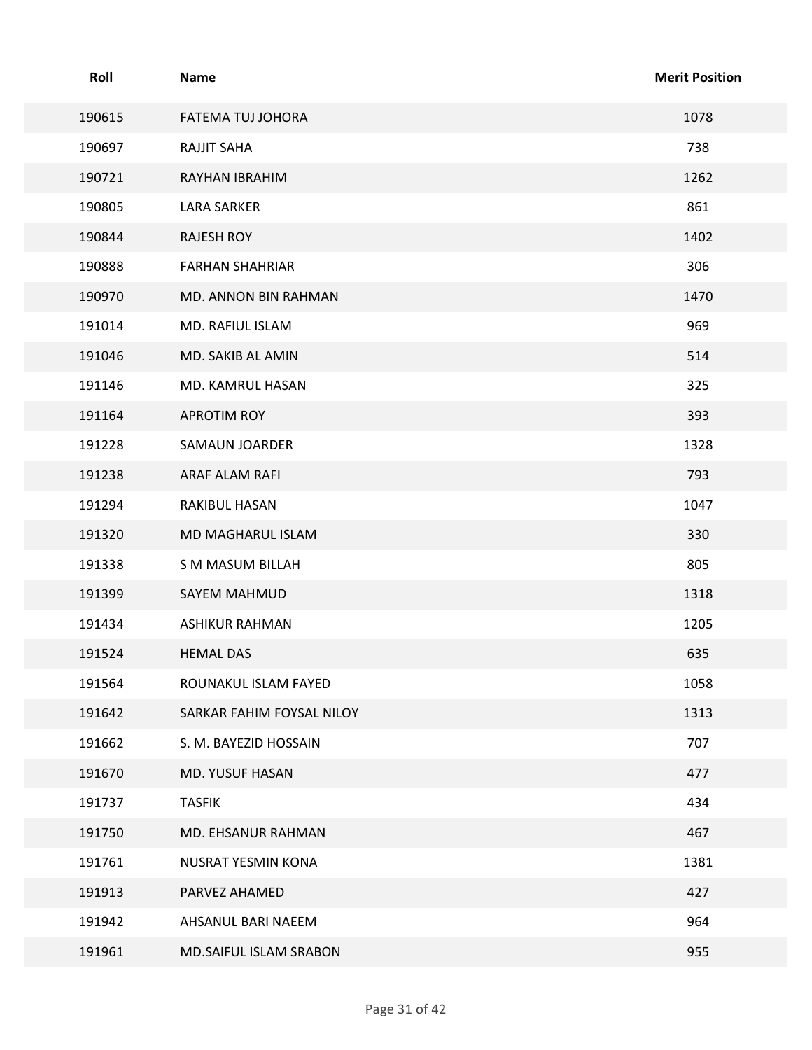| Roll | Name | Merit Position |
|---|---|---|
| 190615 | FATEMA TUJ JOHORA | 1078 |
| 190697 | RAJJIT SAHA | 738 |
| 190721 | RAYHAN IBRAHIM | 1262 |
| 190805 | LARA SARKER | 861 |
| 190844 | RAJESH ROY | 1402 |
| 190888 | FARHAN SHAHRIAR | 306 |
| 190970 | MD. ANNON BIN RAHMAN | 1470 |
| 191014 | MD. RAFIUL ISLAM | 969 |
| 191046 | MD. SAKIB AL AMIN | 514 |
| 191146 | MD. KAMRUL HASAN | 325 |
| 191164 | APROTIM ROY | 393 |
| 191228 | SAMAUN JOARDER | 1328 |
| 191238 | ARAF ALAM RAFI | 793 |
| 191294 | RAKIBUL HASAN | 1047 |
| 191320 | MD MAGHARUL ISLAM | 330 |
| 191338 | S M MASUM BILLAH | 805 |
| 191399 | SAYEM MAHMUD | 1318 |
| 191434 | ASHIKUR RAHMAN | 1205 |
| 191524 | HEMAL DAS | 635 |
| 191564 | ROUNAKUL ISLAM FAYED | 1058 |
| 191642 | SARKAR FAHIM FOYSAL NILOY | 1313 |
| 191662 | S. M. BAYEZID HOSSAIN | 707 |
| 191670 | MD. YUSUF HASAN | 477 |
| 191737 | TASFIK | 434 |
| 191750 | MD. EHSANUR RAHMAN | 467 |
| 191761 | NUSRAT YESMIN KONA | 1381 |
| 191913 | PARVEZ AHAMED | 427 |
| 191942 | AHSANUL BARI NAEEM | 964 |
| 191961 | MD.SAIFUL ISLAM SRABON | 955 |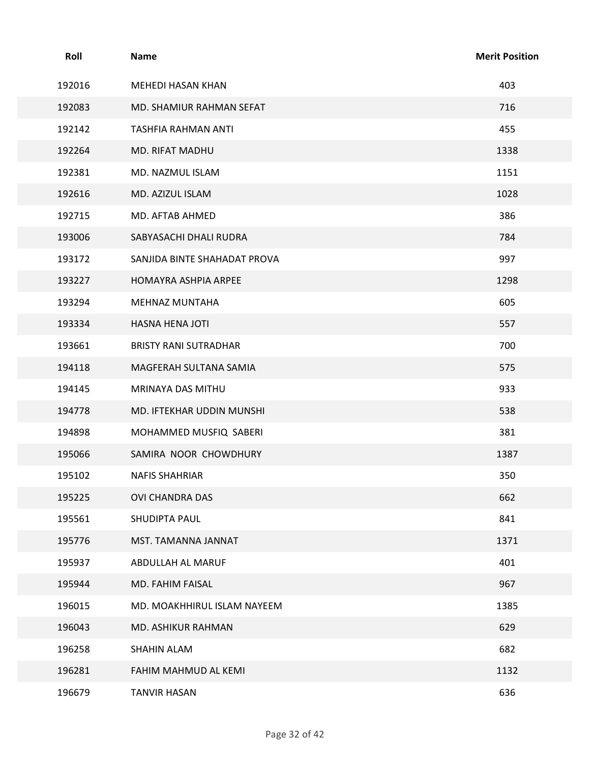| Roll | Name | Merit Position |
| --- | --- | --- |
| 192016 | MEHEDI HASAN KHAN | 403 |
| 192083 | MD. SHAMIUR RAHMAN SEFAT | 716 |
| 192142 | TASHFIA RAHMAN ANTI | 455 |
| 192264 | MD. RIFAT MADHU | 1338 |
| 192381 | MD. NAZMUL ISLAM | 1151 |
| 192616 | MD. AZIZUL ISLAM | 1028 |
| 192715 | MD. AFTAB AHMED | 386 |
| 193006 | SABYASACHI DHALI RUDRA | 784 |
| 193172 | SANJIDA BINTE SHAHADAT PROVA | 997 |
| 193227 | HOMAYRA ASHPIA ARPEE | 1298 |
| 193294 | MEHNAZ MUNTAHA | 605 |
| 193334 | HASNA HENA JOTI | 557 |
| 193661 | BRISTY RANI SUTRADHAR | 700 |
| 194118 | MAGFERAH SULTANA SAMIA | 575 |
| 194145 | MRINAYA DAS MITHU | 933 |
| 194778 | MD. IFTEKHAR UDDIN MUNSHI | 538 |
| 194898 | MOHAMMED MUSFIQ SABERI | 381 |
| 195066 | SAMIRA NOOR CHOWDHURY | 1387 |
| 195102 | NAFIS SHAHRIAR | 350 |
| 195225 | OVI CHANDRA DAS | 662 |
| 195561 | SHUDIPTA PAUL | 841 |
| 195776 | MST. TAMANNA JANNAT | 1371 |
| 195937 | ABDULLAH AL MARUF | 401 |
| 195944 | MD. FAHIM FAISAL | 967 |
| 196015 | MD. MOAKHHIRUL ISLAM NAYEEM | 1385 |
| 196043 | MD. ASHIKUR RAHMAN | 629 |
| 196258 | SHAHIN ALAM | 682 |
| 196281 | FAHIM MAHMUD AL KEMI | 1132 |
| 196679 | TANVIR HASAN | 636 |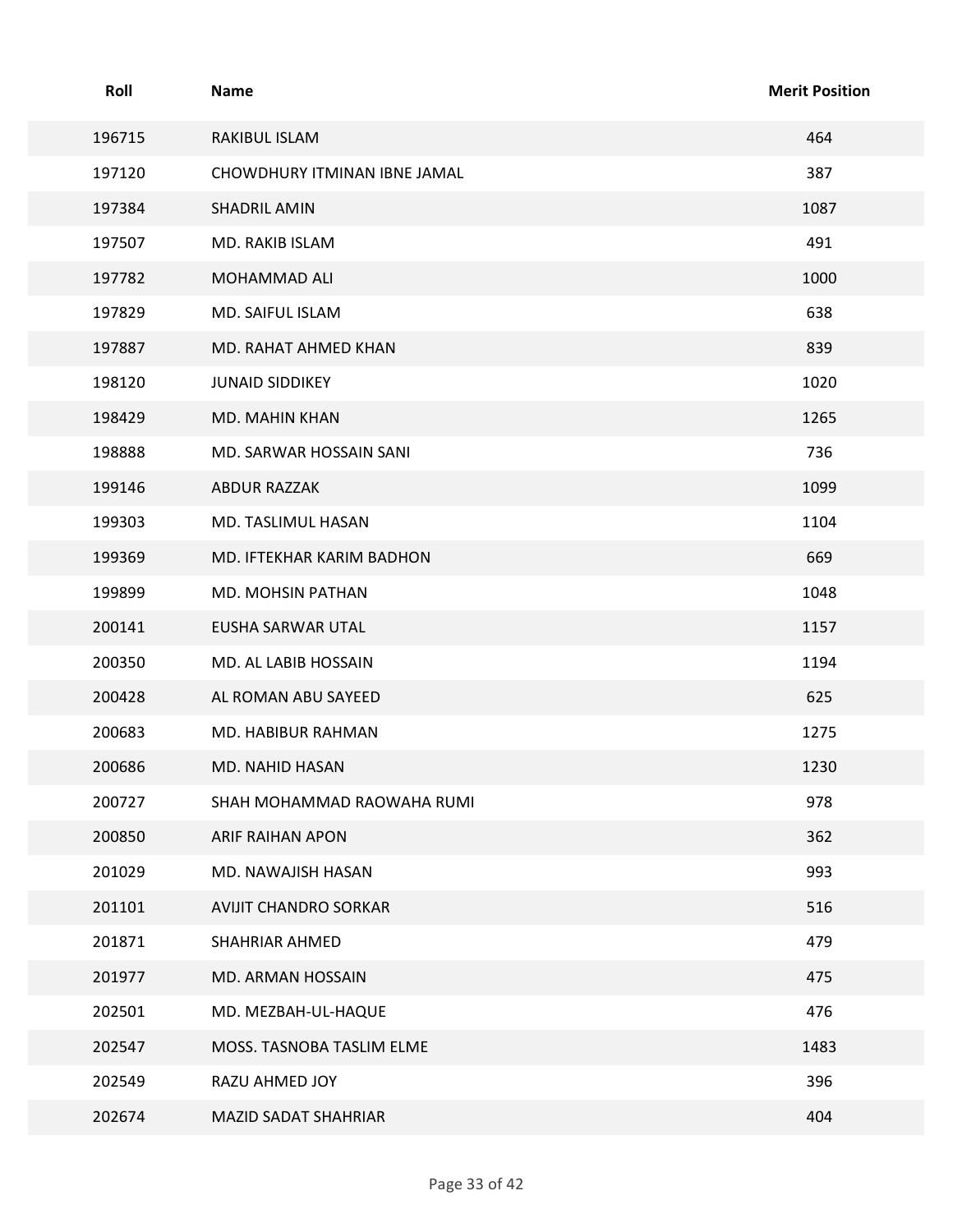| Roll | Name | Merit Position |
|---|---|---|
| 196715 | RAKIBUL ISLAM | 464 |
| 197120 | CHOWDHURY ITMINAN IBNE JAMAL | 387 |
| 197384 | SHADRIL AMIN | 1087 |
| 197507 | MD. RAKIB ISLAM | 491 |
| 197782 | MOHAMMAD ALI | 1000 |
| 197829 | MD. SAIFUL ISLAM | 638 |
| 197887 | MD. RAHAT AHMED KHAN | 839 |
| 198120 | JUNAID SIDDIKEY | 1020 |
| 198429 | MD. MAHIN KHAN | 1265 |
| 198888 | MD. SARWAR HOSSAIN SANI | 736 |
| 199146 | ABDUR RAZZAK | 1099 |
| 199303 | MD. TASLIMUL HASAN | 1104 |
| 199369 | MD. IFTEKHAR KARIM BADHON | 669 |
| 199899 | MD. MOHSIN PATHAN | 1048 |
| 200141 | EUSHA SARWAR UTAL | 1157 |
| 200350 | MD. AL LABIB HOSSAIN | 1194 |
| 200428 | AL ROMAN ABU SAYEED | 625 |
| 200683 | MD. HABIBUR RAHMAN | 1275 |
| 200686 | MD. NAHID HASAN | 1230 |
| 200727 | SHAH MOHAMMAD RAOWAHA RUMI | 978 |
| 200850 | ARIF RAIHAN APON | 362 |
| 201029 | MD. NAWAJISH HASAN | 993 |
| 201101 | AVIJIT CHANDRO SORKAR | 516 |
| 201871 | SHAHRIAR AHMED | 479 |
| 201977 | MD. ARMAN HOSSAIN | 475 |
| 202501 | MD. MEZBAH-UL-HAQUE | 476 |
| 202547 | MOSS. TASNOBA TASLIM ELME | 1483 |
| 202549 | RAZU AHMED JOY | 396 |
| 202674 | MAZID SADAT SHAHRIAR | 404 |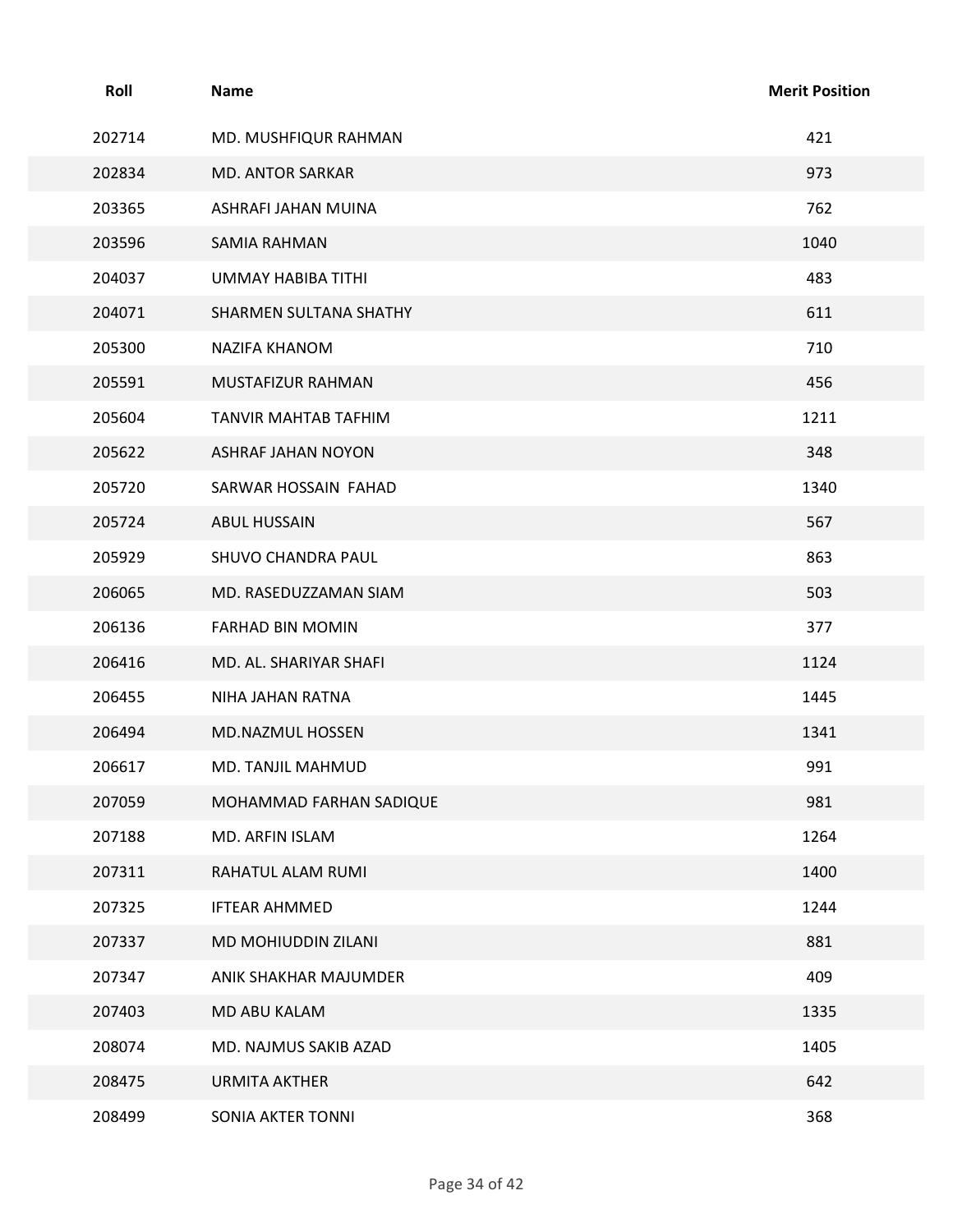| Roll | Name | Merit Position |
|---|---|---|
| 202714 | MD. MUSHFIQUR RAHMAN | 421 |
| 202834 | MD. ANTOR SARKAR | 973 |
| 203365 | ASHRAFI JAHAN MUINA | 762 |
| 203596 | SAMIA RAHMAN | 1040 |
| 204037 | UMMAY HABIBA TITHI | 483 |
| 204071 | SHARMEN SULTANA SHATHY | 611 |
| 205300 | NAZIFA KHANOM | 710 |
| 205591 | MUSTAFIZUR RAHMAN | 456 |
| 205604 | TANVIR MAHTAB TAFHIM | 1211 |
| 205622 | ASHRAF JAHAN NOYON | 348 |
| 205720 | SARWAR HOSSAIN FAHAD | 1340 |
| 205724 | ABUL HUSSAIN | 567 |
| 205929 | SHUVO CHANDRA PAUL | 863 |
| 206065 | MD. RASEDUZZAMAN SIAM | 503 |
| 206136 | FARHAD BIN MOMIN | 377 |
| 206416 | MD. AL. SHARIYAR SHAFI | 1124 |
| 206455 | NIHA JAHAN RATNA | 1445 |
| 206494 | MD.NAZMUL HOSSEN | 1341 |
| 206617 | MD. TANJIL MAHMUD | 991 |
| 207059 | MOHAMMAD FARHAN SADIQUE | 981 |
| 207188 | MD. ARFIN ISLAM | 1264 |
| 207311 | RAHATUL ALAM RUMI | 1400 |
| 207325 | IFTEAR AHMMED | 1244 |
| 207337 | MD MOHIUDDIN ZILANI | 881 |
| 207347 | ANIK SHAKHAR MAJUMDER | 409 |
| 207403 | MD ABU KALAM | 1335 |
| 208074 | MD. NAJMUS SAKIB AZAD | 1405 |
| 208475 | URMITA AKTHER | 642 |
| 208499 | SONIA AKTER TONNI | 368 |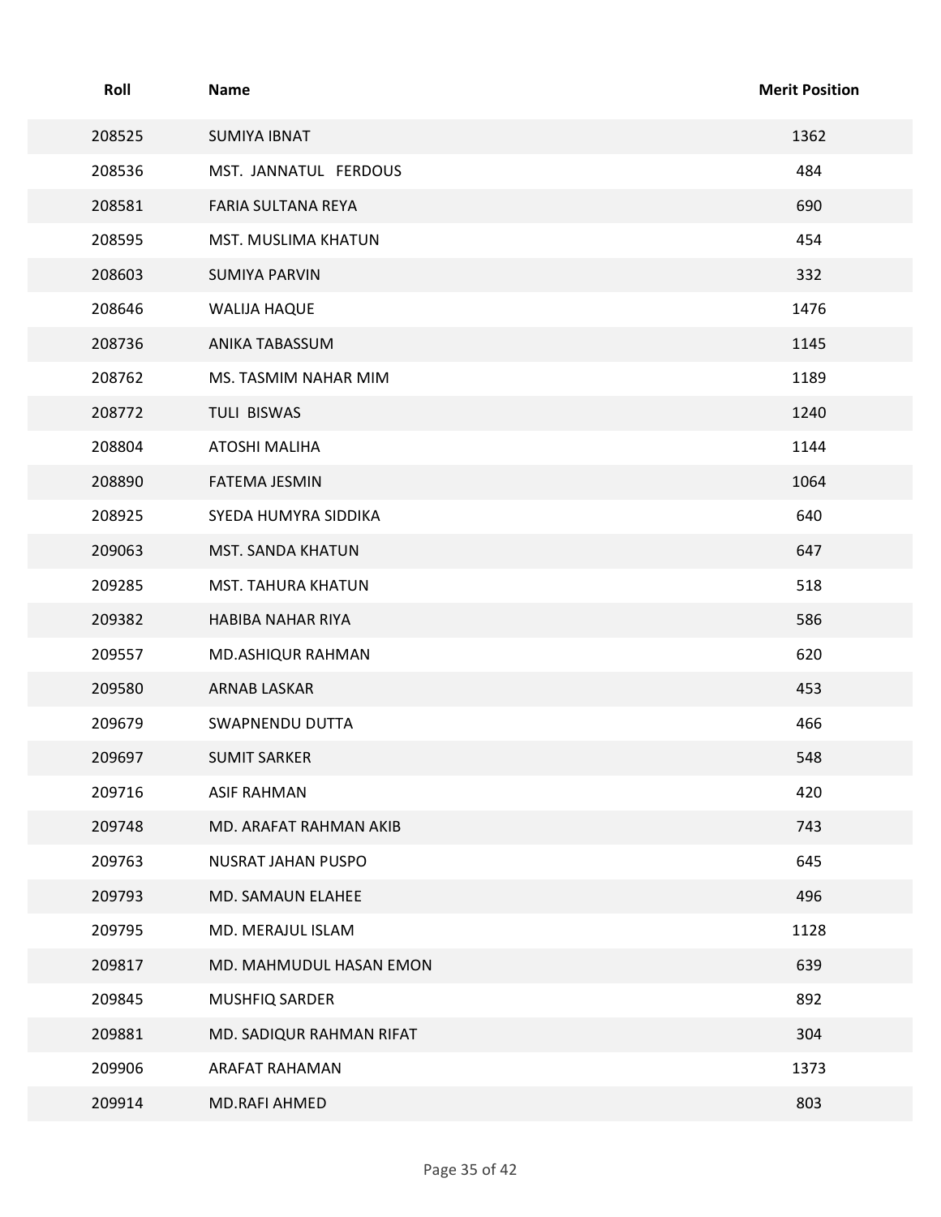| Roll | Name | Merit Position |
| --- | --- | --- |
| 208525 | SUMIYA IBNAT | 1362 |
| 208536 | MST. JANNATUL FERDOUS | 484 |
| 208581 | FARIA SULTANA REYA | 690 |
| 208595 | MST. MUSLIMA KHATUN | 454 |
| 208603 | SUMIYA PARVIN | 332 |
| 208646 | WALIJA HAQUE | 1476 |
| 208736 | ANIKA TABASSUM | 1145 |
| 208762 | MS. TASMIM NAHAR MIM | 1189 |
| 208772 | TULI BISWAS | 1240 |
| 208804 | ATOSHI MALIHA | 1144 |
| 208890 | FATEMA JESMIN | 1064 |
| 208925 | SYEDA HUMYRA SIDDIKA | 640 |
| 209063 | MST. SANDA KHATUN | 647 |
| 209285 | MST. TAHURA KHATUN | 518 |
| 209382 | HABIBA NAHAR RIYA | 586 |
| 209557 | MD.ASHIQUR RAHMAN | 620 |
| 209580 | ARNAB LASKAR | 453 |
| 209679 | SWAPNENDU DUTTA | 466 |
| 209697 | SUMIT SARKER | 548 |
| 209716 | ASIF RAHMAN | 420 |
| 209748 | MD. ARAFAT RAHMAN AKIB | 743 |
| 209763 | NUSRAT JAHAN PUSPO | 645 |
| 209793 | MD. SAMAUN ELAHEE | 496 |
| 209795 | MD. MERAJUL ISLAM | 1128 |
| 209817 | MD. MAHMUDUL HASAN EMON | 639 |
| 209845 | MUSHFIQ SARDER | 892 |
| 209881 | MD. SADIQUR RAHMAN RIFAT | 304 |
| 209906 | ARAFAT RAHAMAN | 1373 |
| 209914 | MD.RAFI AHMED | 803 |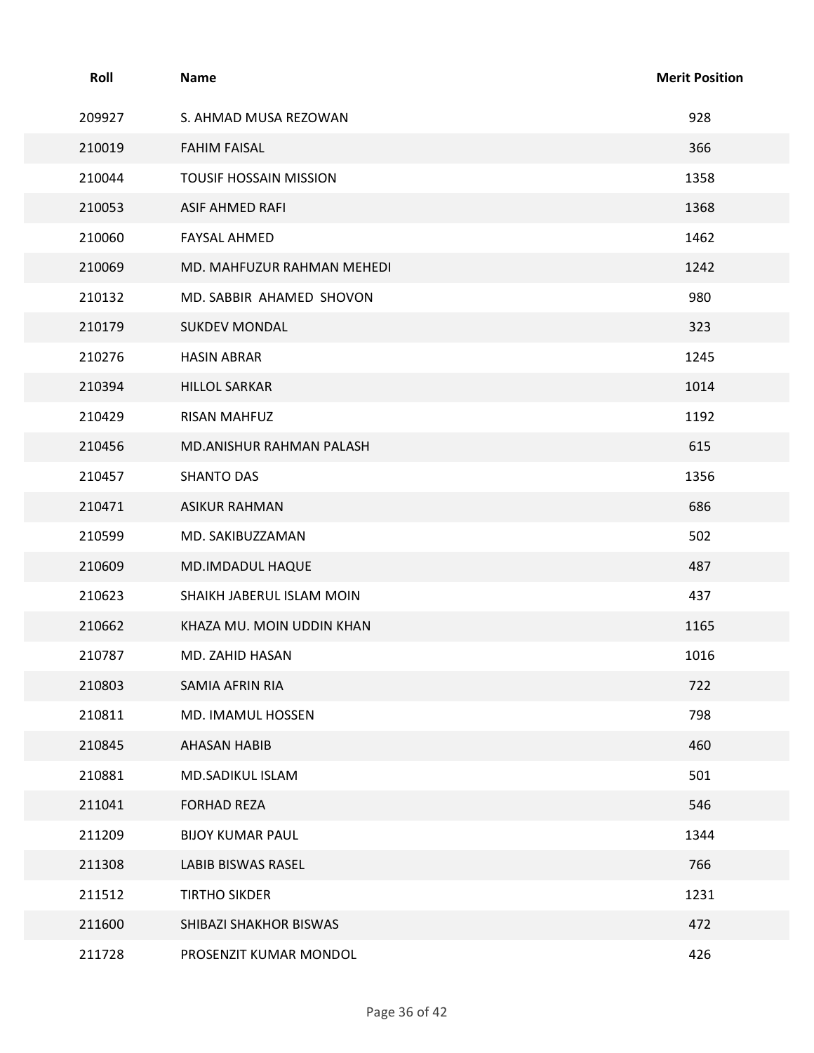| Roll | Name | Merit Position |
|---|---|---|
| 209927 | S. AHMAD MUSA REZOWAN | 928 |
| 210019 | FAHIM FAISAL | 366 |
| 210044 | TOUSIF HOSSAIN MISSION | 1358 |
| 210053 | ASIF AHMED RAFI | 1368 |
| 210060 | FAYSAL AHMED | 1462 |
| 210069 | MD. MAHFUZUR RAHMAN MEHEDI | 1242 |
| 210132 | MD. SABBIR AHAMED SHOVON | 980 |
| 210179 | SUKDEV MONDAL | 323 |
| 210276 | HASIN ABRAR | 1245 |
| 210394 | HILLOL SARKAR | 1014 |
| 210429 | RISAN MAHFUZ | 1192 |
| 210456 | MD.ANISHUR RAHMAN PALASH | 615 |
| 210457 | SHANTO DAS | 1356 |
| 210471 | ASIKUR RAHMAN | 686 |
| 210599 | MD. SAKIBUZZAMAN | 502 |
| 210609 | MD.IMDADUL HAQUE | 487 |
| 210623 | SHAIKH JABERUL ISLAM MOIN | 437 |
| 210662 | KHAZA MU. MOIN UDDIN KHAN | 1165 |
| 210787 | MD. ZAHID HASAN | 1016 |
| 210803 | SAMIA AFRIN RIA | 722 |
| 210811 | MD. IMAMUL HOSSEN | 798 |
| 210845 | AHASAN HABIB | 460 |
| 210881 | MD.SADIKUL ISLAM | 501 |
| 211041 | FORHAD REZA | 546 |
| 211209 | BIJOY KUMAR PAUL | 1344 |
| 211308 | LABIB BISWAS RASEL | 766 |
| 211512 | TIRTHO SIKDER | 1231 |
| 211600 | SHIBAZI SHAKHOR BISWAS | 472 |
| 211728 | PROSENZIT KUMAR MONDOL | 426 |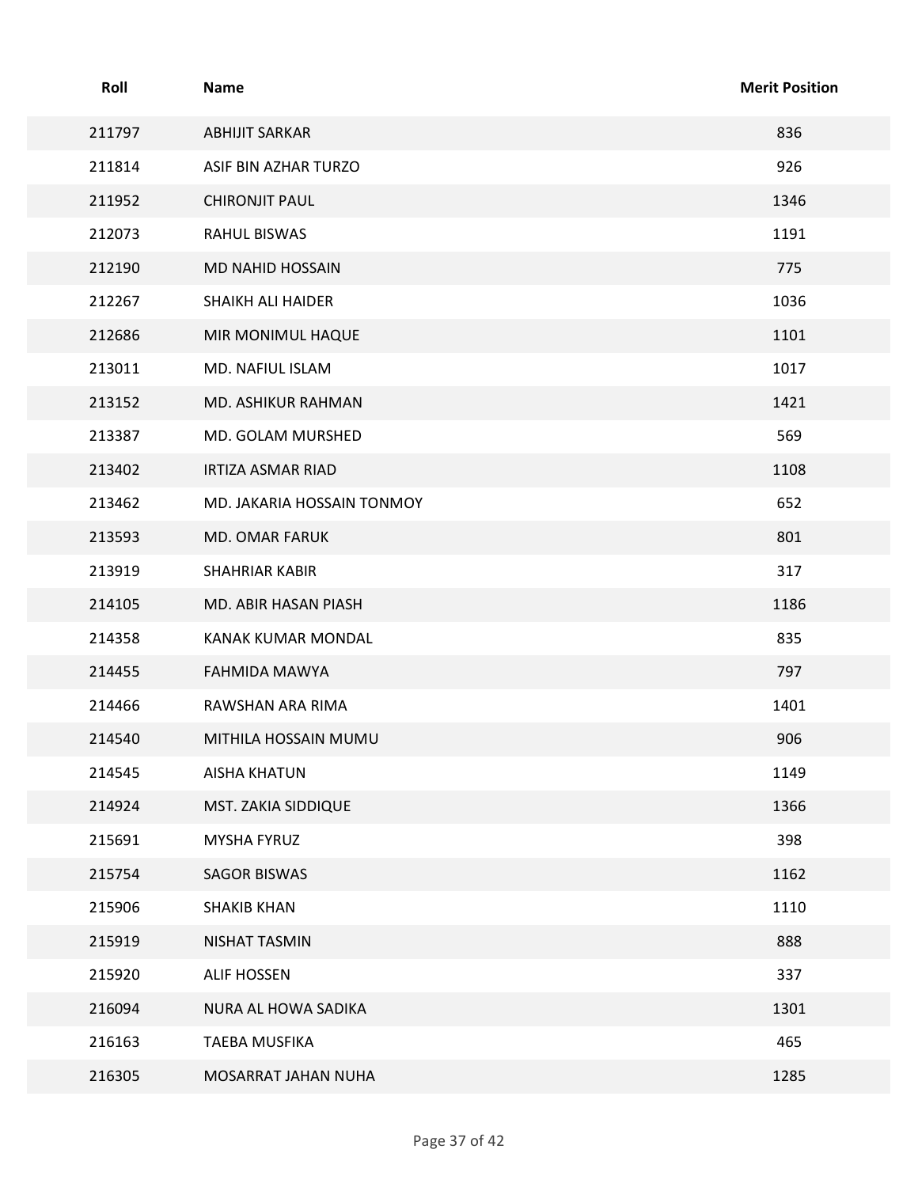| Roll | Name | Merit Position |
|---|---|---|
| 211797 | ABHIJIT SARKAR | 836 |
| 211814 | ASIF BIN AZHAR TURZO | 926 |
| 211952 | CHIRONJIT PAUL | 1346 |
| 212073 | RAHUL BISWAS | 1191 |
| 212190 | MD NAHID HOSSAIN | 775 |
| 212267 | SHAIKH ALI HAIDER | 1036 |
| 212686 | MIR MONIMUL HAQUE | 1101 |
| 213011 | MD. NAFIUL ISLAM | 1017 |
| 213152 | MD. ASHIKUR RAHMAN | 1421 |
| 213387 | MD. GOLAM MURSHED | 569 |
| 213402 | IRTIZA ASMAR RIAD | 1108 |
| 213462 | MD. JAKARIA HOSSAIN TONMOY | 652 |
| 213593 | MD. OMAR FARUK | 801 |
| 213919 | SHAHRIAR KABIR | 317 |
| 214105 | MD. ABIR HASAN PIASH | 1186 |
| 214358 | KANAK KUMAR MONDAL | 835 |
| 214455 | FAHMIDA MAWYA | 797 |
| 214466 | RAWSHAN ARA RIMA | 1401 |
| 214540 | MITHILA HOSSAIN MUMU | 906 |
| 214545 | AISHA KHATUN | 1149 |
| 214924 | MST. ZAKIA SIDDIQUE | 1366 |
| 215691 | MYSHA FYRUZ | 398 |
| 215754 | SAGOR BISWAS | 1162 |
| 215906 | SHAKIB KHAN | 1110 |
| 215919 | NISHAT TASMIN | 888 |
| 215920 | ALIF HOSSEN | 337 |
| 216094 | NURA AL HOWA SADIKA | 1301 |
| 216163 | TAEBA MUSFIKA | 465 |
| 216305 | MOSARRAT JAHAN NUHA | 1285 |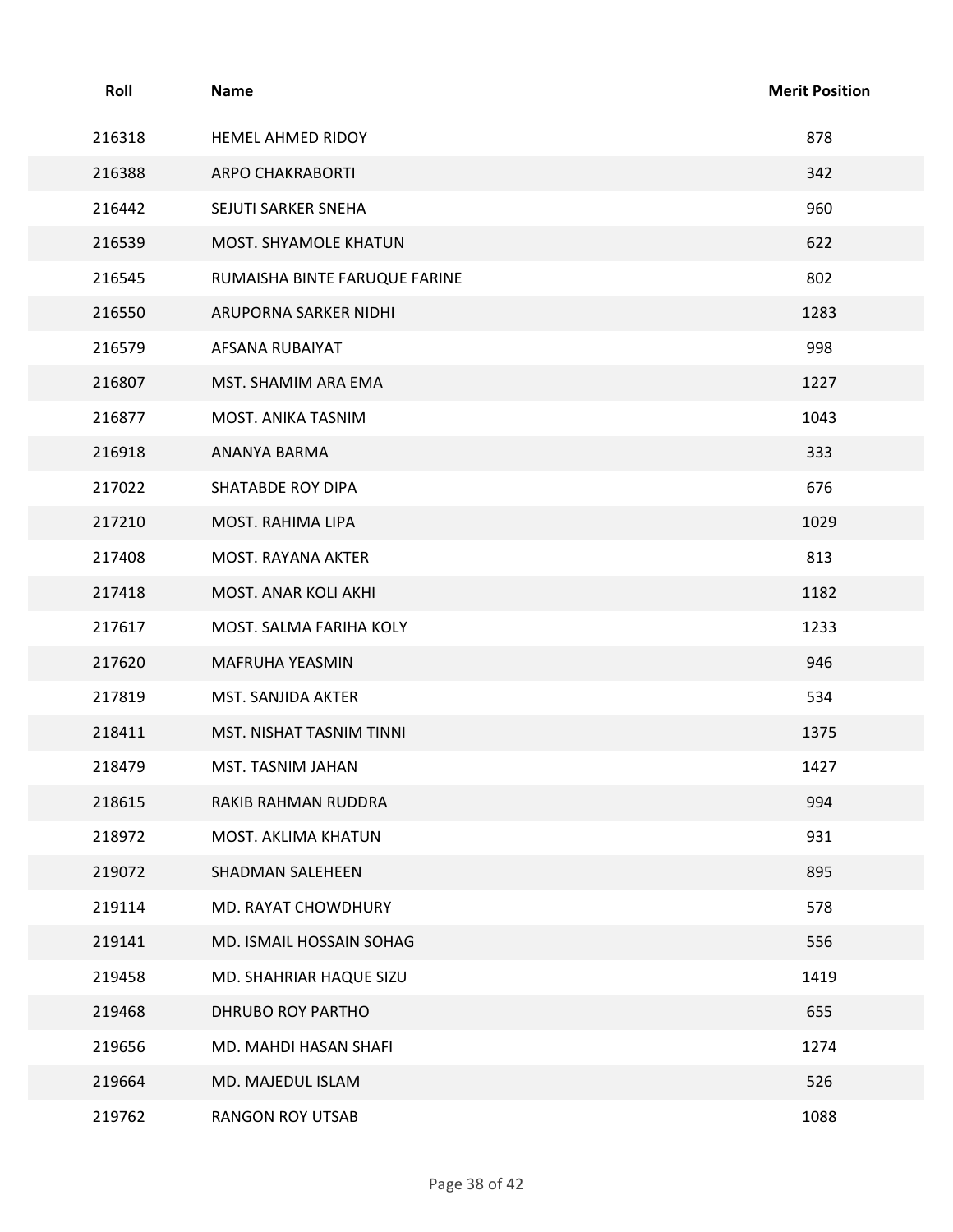| Roll | Name | Merit Position |
|---|---|---|
| 216318 | HEMEL AHMED RIDOY | 878 |
| 216388 | ARPO CHAKRABORTI | 342 |
| 216442 | SEJUTI SARKER SNEHA | 960 |
| 216539 | MOST. SHYAMOLE KHATUN | 622 |
| 216545 | RUMAISHA BINTE FARUQUE FARINE | 802 |
| 216550 | ARUPORNA SARKER NIDHI | 1283 |
| 216579 | AFSANA RUBAIYAT | 998 |
| 216807 | MST. SHAMIM ARA EMA | 1227 |
| 216877 | MOST. ANIKA TASNIM | 1043 |
| 216918 | ANANYA BARMA | 333 |
| 217022 | SHATABDE ROY DIPA | 676 |
| 217210 | MOST. RAHIMA LIPA | 1029 |
| 217408 | MOST. RAYANA AKTER | 813 |
| 217418 | MOST. ANAR KOLI AKHI | 1182 |
| 217617 | MOST. SALMA FARIHA KOLY | 1233 |
| 217620 | MAFRUHA YEASMIN | 946 |
| 217819 | MST. SANJIDA AKTER | 534 |
| 218411 | MST. NISHAT TASNIM TINNI | 1375 |
| 218479 | MST. TASNIM JAHAN | 1427 |
| 218615 | RAKIB RAHMAN RUDDRA | 994 |
| 218972 | MOST. AKLIMA KHATUN | 931 |
| 219072 | SHADMAN SALEHEEN | 895 |
| 219114 | MD. RAYAT CHOWDHURY | 578 |
| 219141 | MD. ISMAIL HOSSAIN SOHAG | 556 |
| 219458 | MD. SHAHRIAR HAQUE SIZU | 1419 |
| 219468 | DHRUBO ROY PARTHO | 655 |
| 219656 | MD. MAHDI HASAN SHAFI | 1274 |
| 219664 | MD. MAJEDUL ISLAM | 526 |
| 219762 | RANGON ROY UTSAB | 1088 |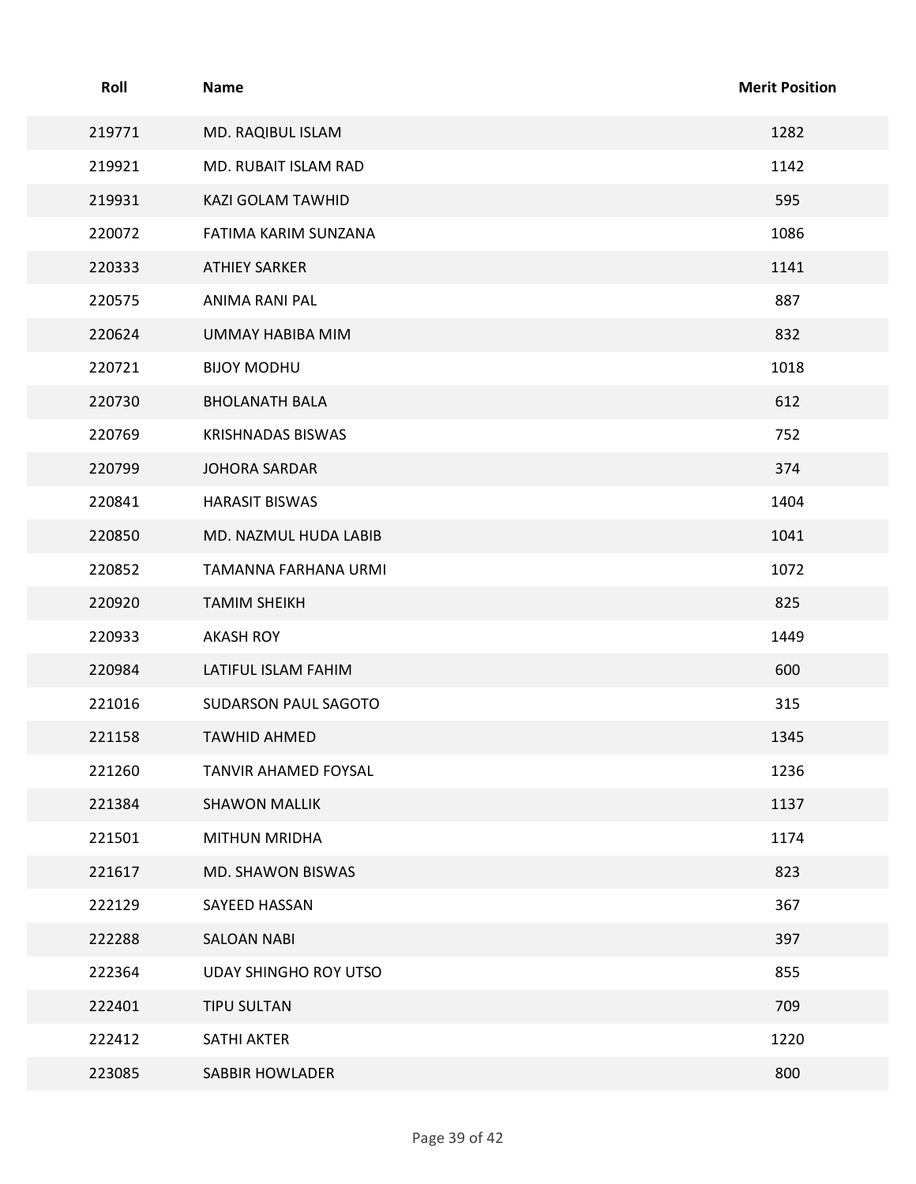| Roll | Name | Merit Position |
| --- | --- | --- |
| 219771 | MD. RAQIBUL ISLAM | 1282 |
| 219921 | MD. RUBAIT ISLAM RAD | 1142 |
| 219931 | KAZI GOLAM TAWHID | 595 |
| 220072 | FATIMA KARIM SUNZANA | 1086 |
| 220333 | ATHIEY SARKER | 1141 |
| 220575 | ANIMA RANI PAL | 887 |
| 220624 | UMMAY HABIBA MIM | 832 |
| 220721 | BIJOY MODHU | 1018 |
| 220730 | BHOLANATH BALA | 612 |
| 220769 | KRISHNADAS BISWAS | 752 |
| 220799 | JOHORA SARDAR | 374 |
| 220841 | HARASIT BISWAS | 1404 |
| 220850 | MD. NAZMUL HUDA LABIB | 1041 |
| 220852 | TAMANNA FARHANA URMI | 1072 |
| 220920 | TAMIM SHEIKH | 825 |
| 220933 | AKASH ROY | 1449 |
| 220984 | LATIFUL ISLAM FAHIM | 600 |
| 221016 | SUDARSON PAUL SAGOTO | 315 |
| 221158 | TAWHID AHMED | 1345 |
| 221260 | TANVIR AHAMED FOYSAL | 1236 |
| 221384 | SHAWON MALLIK | 1137 |
| 221501 | MITHUN MRIDHA | 1174 |
| 221617 | MD. SHAWON BISWAS | 823 |
| 222129 | SAYEED HASSAN | 367 |
| 222288 | SALOAN NABI | 397 |
| 222364 | UDAY SHINGHO ROY UTSO | 855 |
| 222401 | TIPU SULTAN | 709 |
| 222412 | SATHI AKTER | 1220 |
| 223085 | SABBIR HOWLADER | 800 |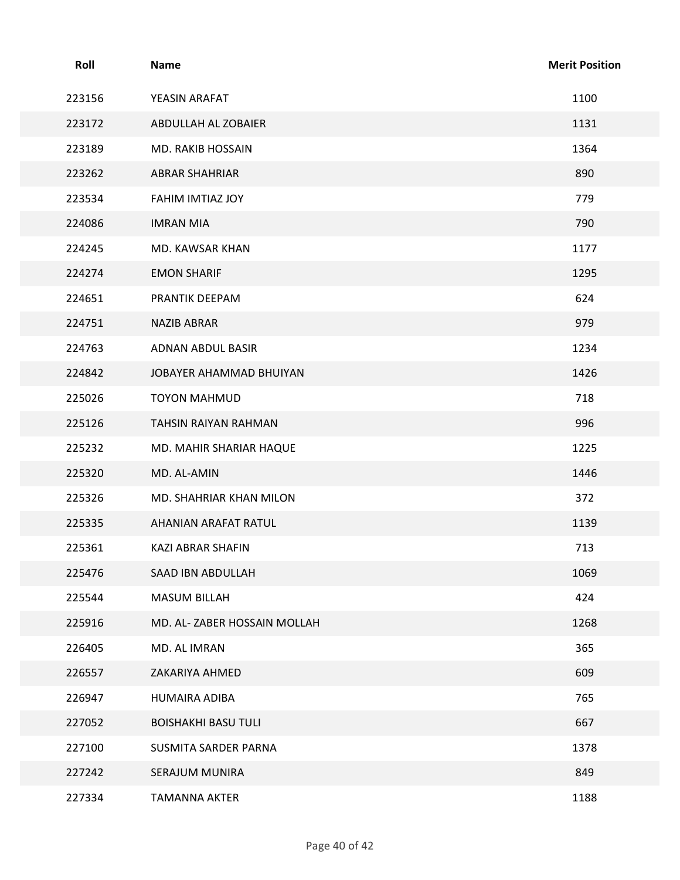| Roll | Name | Merit Position |
| --- | --- | --- |
| 223156 | YEASIN ARAFAT | 1100 |
| 223172 | ABDULLAH AL ZOBAIER | 1131 |
| 223189 | MD. RAKIB HOSSAIN | 1364 |
| 223262 | ABRAR SHAHRIAR | 890 |
| 223534 | FAHIM IMTIAZ JOY | 779 |
| 224086 | IMRAN MIA | 790 |
| 224245 | MD. KAWSAR KHAN | 1177 |
| 224274 | EMON SHARIF | 1295 |
| 224651 | PRANTIK DEEPAM | 624 |
| 224751 | NAZIB ABRAR | 979 |
| 224763 | ADNAN ABDUL BASIR | 1234 |
| 224842 | JOBAYER AHAMMAD BHUIYAN | 1426 |
| 225026 | TOYON MAHMUD | 718 |
| 225126 | TAHSIN RAIYAN RAHMAN | 996 |
| 225232 | MD. MAHIR SHARIAR HAQUE | 1225 |
| 225320 | MD. AL-AMIN | 1446 |
| 225326 | MD. SHAHRIAR KHAN MILON | 372 |
| 225335 | AHANIAN ARAFAT RATUL | 1139 |
| 225361 | KAZI ABRAR SHAFIN | 713 |
| 225476 | SAAD IBN ABDULLAH | 1069 |
| 225544 | MASUM BILLAH | 424 |
| 225916 | MD. AL- ZABER HOSSAIN MOLLAH | 1268 |
| 226405 | MD. AL IMRAN | 365 |
| 226557 | ZAKARIYA AHMED | 609 |
| 226947 | HUMAIRA ADIBA | 765 |
| 227052 | BOISHAKHI BASU TULI | 667 |
| 227100 | SUSMITA SARDER PARNA | 1378 |
| 227242 | SERAJUM MUNIRA | 849 |
| 227334 | TAMANNA AKTER | 1188 |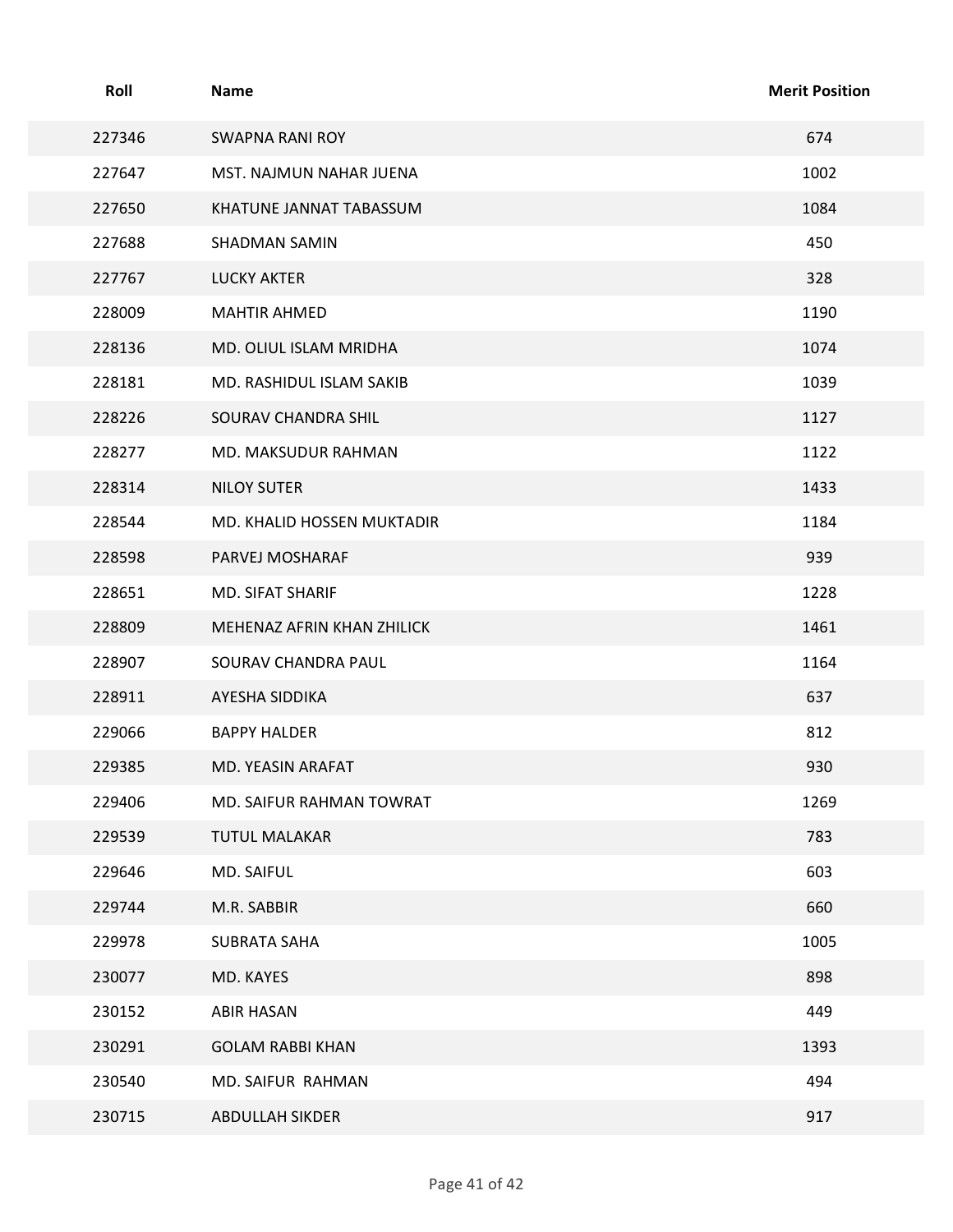| Roll | Name | Merit Position |
| --- | --- | --- |
| 227346 | SWAPNA RANI ROY | 674 |
| 227647 | MST. NAJMUN NAHAR JUENA | 1002 |
| 227650 | KHATUNE JANNAT TABASSUM | 1084 |
| 227688 | SHADMAN SAMIN | 450 |
| 227767 | LUCKY AKTER | 328 |
| 228009 | MAHTIR AHMED | 1190 |
| 228136 | MD. OLIUL ISLAM MRIDHA | 1074 |
| 228181 | MD. RASHIDUL ISLAM SAKIB | 1039 |
| 228226 | SOURAV CHANDRA SHIL | 1127 |
| 228277 | MD. MAKSUDUR RAHMAN | 1122 |
| 228314 | NILOY SUTER | 1433 |
| 228544 | MD. KHALID HOSSEN MUKTADIR | 1184 |
| 228598 | PARVEJ MOSHARAF | 939 |
| 228651 | MD. SIFAT SHARIF | 1228 |
| 228809 | MEHENAZ AFRIN KHAN ZHILICK | 1461 |
| 228907 | SOURAV CHANDRA PAUL | 1164 |
| 228911 | AYESHA SIDDIKA | 637 |
| 229066 | BAPPY HALDER | 812 |
| 229385 | MD. YEASIN ARAFAT | 930 |
| 229406 | MD. SAIFUR RAHMAN TOWRAT | 1269 |
| 229539 | TUTUL MALAKAR | 783 |
| 229646 | MD. SAIFUL | 603 |
| 229744 | M.R. SABBIR | 660 |
| 229978 | SUBRATA SAHA | 1005 |
| 230077 | MD. KAYES | 898 |
| 230152 | ABIR HASAN | 449 |
| 230291 | GOLAM RABBI KHAN | 1393 |
| 230540 | MD. SAIFUR RAHMAN | 494 |
| 230715 | ABDULLAH SIKDER | 917 |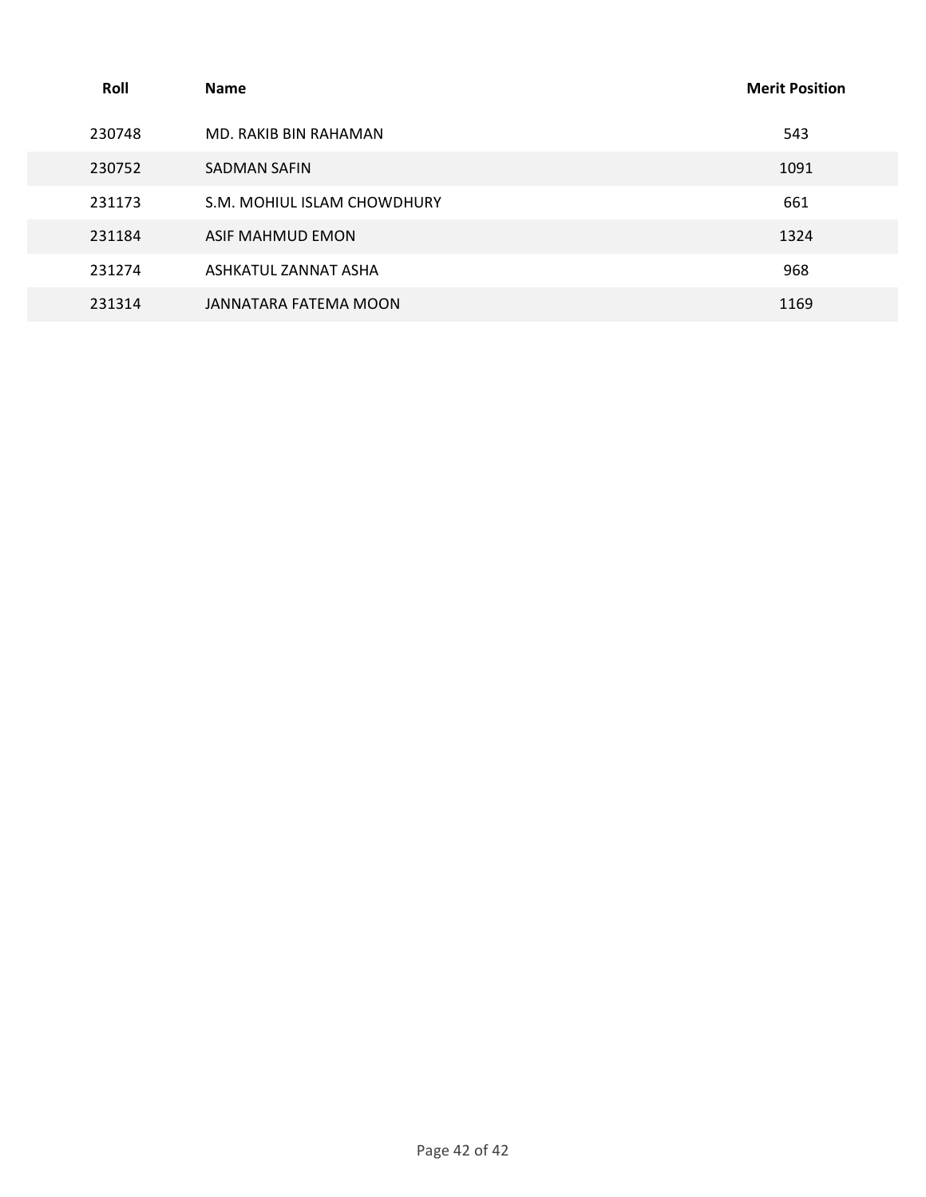| Roll | Name | Merit Position |
|---|---|---|
| 230748 | MD. RAKIB BIN RAHAMAN | 543 |
| 230752 | SADMAN SAFIN | 1091 |
| 231173 | S.M. MOHIUL ISLAM CHOWDHURY | 661 |
| 231184 | ASIF MAHMUD EMON | 1324 |
| 231274 | ASHKATUL ZANNAT ASHA | 968 |
| 231314 | JANNATARA FATEMA MOON | 1169 |